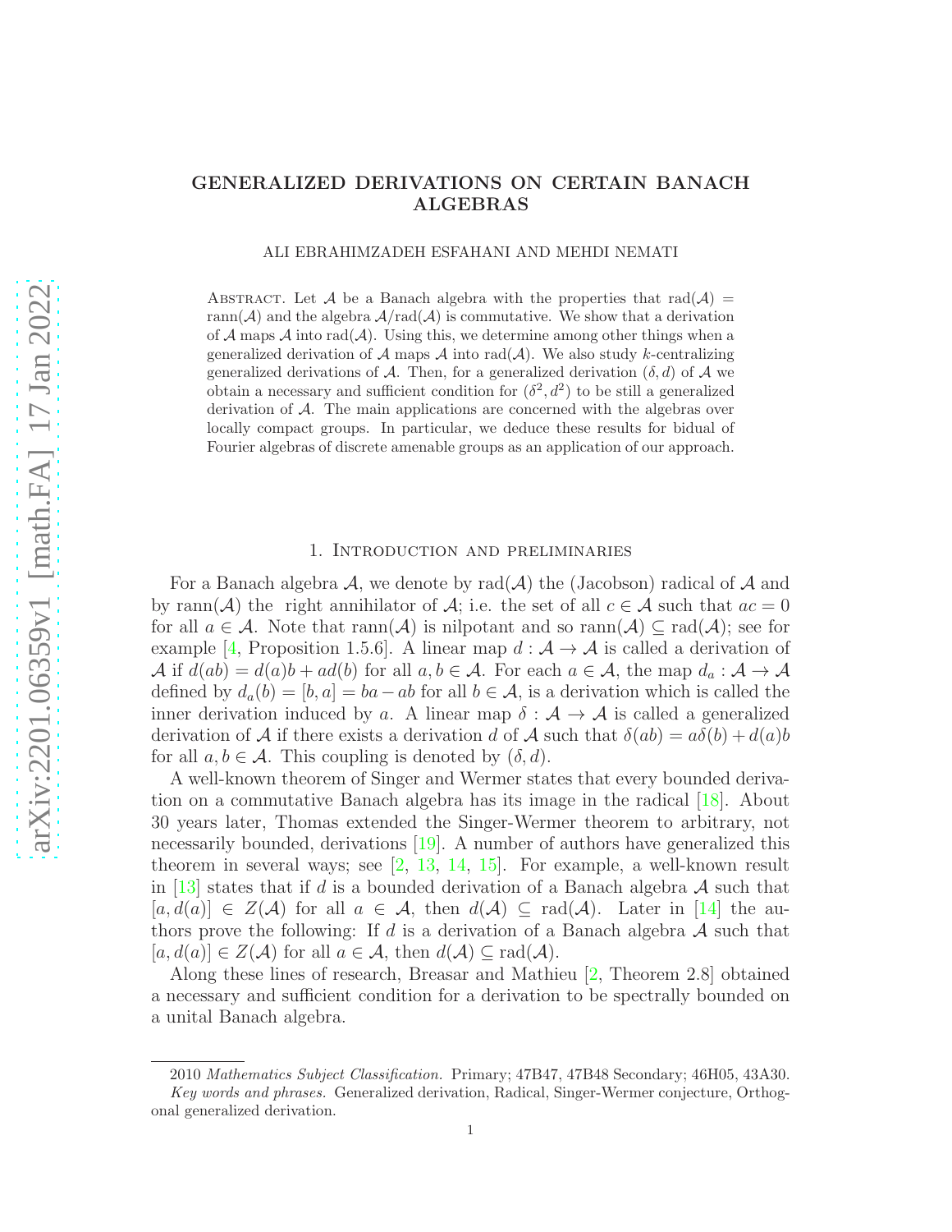# GENERALIZED DERIVATIONS ON CERTAIN BANACH ALGEBRAS

ALI EBRAHIMZADEH ESFAHANI AND MEHDI NEMATI

Abstract. Let $\mathcal{A}$ be a Banach algebra with the properties that $\mathrm{rad}(\mathcal{A}) = \mathrm{rann}(\mathcal{A})$ and the algebra $\mathcal{A}/\mathrm{rad}(\mathcal{A})$ is commutative. We show that a derivation of $\mathcal{A}$ maps $\mathcal{A}$ into $\mathrm{rad}(\mathcal{A})$. Using this, we determine among other things when a generalized derivation of $\mathcal{A}$ maps $\mathcal{A}$ into $\mathrm{rad}(\mathcal{A})$. We also study $k$-centralizing generalized derivations of $\mathcal{A}$. Then, for a generalized derivation $(\delta, d)$ of $\mathcal{A}$ we obtain a necessary and sufficient condition for $(\delta^2, d^2)$ to be still a generalized derivation of $\mathcal{A}$. The main applications are concerned with the algebras over locally compact groups. In particular, we deduce these results for bidual of Fourier algebras of discrete amenable groups as an application of our approach.

## 1. Introduction and preliminaries

For a Banach algebra $\mathcal{A}$, we denote by $\mathrm{rad}(\mathcal{A})$ the (Jacobson) radical of $\mathcal{A}$ and by $\mathrm{rann}(\mathcal{A})$ the right annihilator of $\mathcal{A}$; i.e. the set of all $c \in \mathcal{A}$ such that $ac = 0$ for all $a \in \mathcal{A}$. Note that $\mathrm{rann}(\mathcal{A})$ is nilpotant and so $\mathrm{rann}(\mathcal{A}) \subseteq \mathrm{rad}(\mathcal{A})$; see for example [4, Proposition 1.5.6]. A linear map $d : \mathcal{A} \to \mathcal{A}$ is called a derivation of $\mathcal{A}$ if $d(ab) = d(a)b + ad(b)$ for all $a, b \in \mathcal{A}$. For each $a \in \mathcal{A}$, the map $d_a : \mathcal{A} \to \mathcal{A}$ defined by $d_a(b) = [b, a] = ba - ab$ for all $b \in \mathcal{A}$, is a derivation which is called the inner derivation induced by $a$. A linear map $\delta : \mathcal{A} \to \mathcal{A}$ is called a generalized derivation of $\mathcal{A}$ if there exists a derivation $d$ of $\mathcal{A}$ such that $\delta(ab) = a\delta(b) + d(a)b$ for all $a, b \in \mathcal{A}$. This coupling is denoted by $(\delta, d)$.

A well-known theorem of Singer and Wermer states that every bounded derivation on a commutative Banach algebra has its image in the radical [18]. About 30 years later, Thomas extended the Singer-Wermer theorem to arbitrary, not necessarily bounded, derivations [19]. A number of authors have generalized this theorem in several ways; see [2, 13, 14, 15]. For example, a well-known result in [13] states that if $d$ is a bounded derivation of a Banach algebra $\mathcal{A}$ such that $[a, d(a)] \in Z(\mathcal{A})$ for all $a \in \mathcal{A}$, then $d(\mathcal{A}) \subseteq \mathrm{rad}(\mathcal{A})$. Later in [14] the authors prove the following: If $d$ is a derivation of a Banach algebra $\mathcal{A}$ such that $[a, d(a)] \in Z(\mathcal{A})$ for all $a \in \mathcal{A}$, then $d(\mathcal{A}) \subseteq \mathrm{rad}(\mathcal{A})$.

Along these lines of research, Breasar and Mathieu [2, Theorem 2.8] obtained a necessary and sufficient condition for a derivation to be spectrally bounded on a unital Banach algebra.

---

2010 *Mathematics Subject Classification.* Primary; 47B47, 47B48 Secondary; 46H05, 43A30.

*Key words and phrases.* Generalized derivation, Radical, Singer-Wermer conjecture, Orthogonal generalized derivation.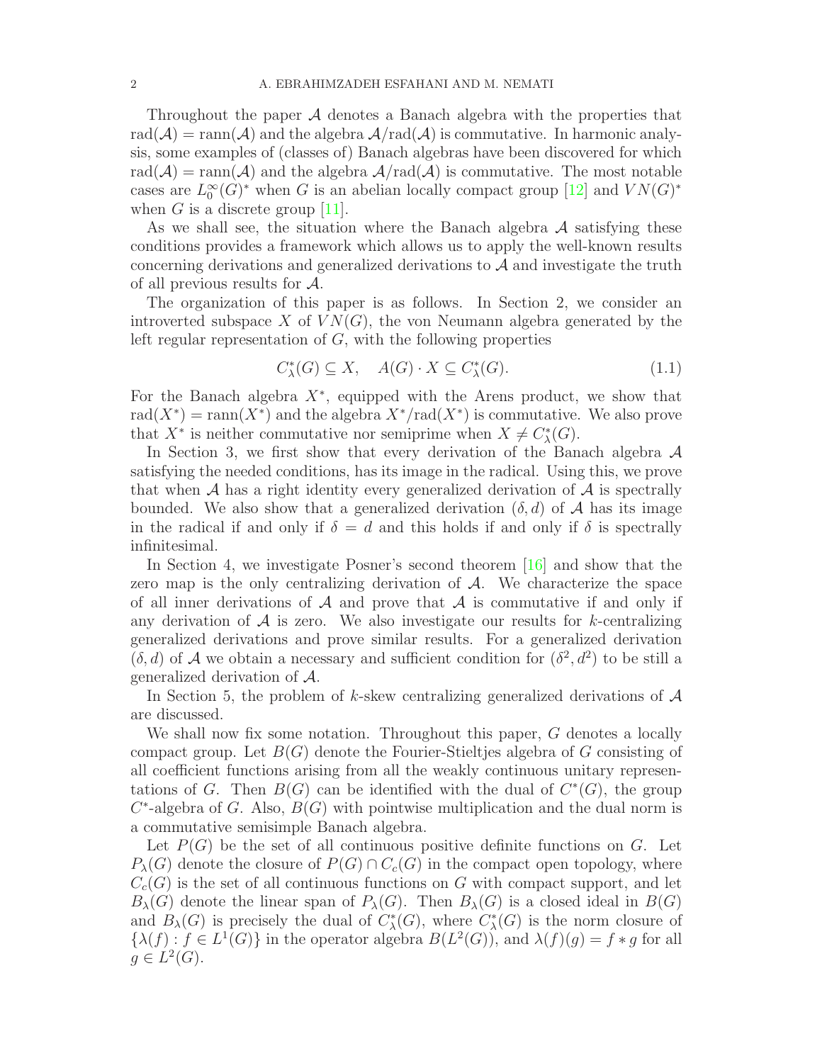Throughout the paper $\mathcal{A}$ denotes a Banach algebra with the properties that $\text{rad}(\mathcal{A}) = \text{rann}(\mathcal{A})$ and the algebra $\mathcal{A}/\text{rad}(\mathcal{A})$ is commutative. In harmonic analysis, some examples of (classes of) Banach algebras have been discovered for which $\text{rad}(\mathcal{A}) = \text{rann}(\mathcal{A})$ and the algebra $\mathcal{A}/\text{rad}(\mathcal{A})$ is commutative. The most notable cases are $L_0^\infty(G)^*$ when $G$ is an abelian locally compact group [12] and $VN(G)^*$ when $G$ is a discrete group [11].

As we shall see, the situation where the Banach algebra $\mathcal{A}$ satisfying these conditions provides a framework which allows us to apply the well-known results concerning derivations and generalized derivations to $\mathcal{A}$ and investigate the truth of all previous results for $\mathcal{A}$.

The organization of this paper is as follows. In Section 2, we consider an introverted subspace $X$ of $VN(G)$, the von Neumann algebra generated by the left regular representation of $G$, with the following properties

$$C_\lambda^*(G) \subseteq X, \quad A(G) \cdot X \subseteq C_\lambda^*(G). \tag{1.1}$$

For the Banach algebra $X^*$, equipped with the Arens product, we show that $\text{rad}(X^*) = \text{rann}(X^*)$ and the algebra $X^*/\text{rad}(X^*)$ is commutative. We also prove that $X^*$ is neither commutative nor semiprime when $X \neq C_\lambda^*(G)$.

In Section 3, we first show that every derivation of the Banach algebra $\mathcal{A}$ satisfying the needed conditions, has its image in the radical. Using this, we prove that when $\mathcal{A}$ has a right identity every generalized derivation of $\mathcal{A}$ is spectrally bounded. We also show that a generalized derivation $(\delta, d)$ of $\mathcal{A}$ has its image in the radical if and only if $\delta = d$ and this holds if and only if $\delta$ is spectrally infinitesimal.

In Section 4, we investigate Posner's second theorem [16] and show that the zero map is the only centralizing derivation of $\mathcal{A}$. We characterize the space of all inner derivations of $\mathcal{A}$ and prove that $\mathcal{A}$ is commutative if and only if any derivation of $\mathcal{A}$ is zero. We also investigate our results for $k$-centralizing generalized derivations and prove similar results. For a generalized derivation $(\delta, d)$ of $\mathcal{A}$ we obtain a necessary and sufficient condition for $(\delta^2, d^2)$ to be still a generalized derivation of $\mathcal{A}$.

In Section 5, the problem of $k$-skew centralizing generalized derivations of $\mathcal{A}$ are discussed.

We shall now fix some notation. Throughout this paper, $G$ denotes a locally compact group. Let $B(G)$ denote the Fourier-Stieltjes algebra of $G$ consisting of all coefficient functions arising from all the weakly continuous unitary representations of $G$. Then $B(G)$ can be identified with the dual of $C^*(G)$, the group $C^*$-algebra of $G$. Also, $B(G)$ with pointwise multiplication and the dual norm is a commutative semisimple Banach algebra.

Let $P(G)$ be the set of all continuous positive definite functions on $G$. Let $P_\lambda(G)$ denote the closure of $P(G) \cap C_c(G)$ in the compact open topology, where $C_c(G)$ is the set of all continuous functions on $G$ with compact support, and let $B_\lambda(G)$ denote the linear span of $P_\lambda(G)$. Then $B_\lambda(G)$ is a closed ideal in $B(G)$ and $B_\lambda(G)$ is precisely the dual of $C_\lambda^*(G)$, where $C_\lambda^*(G)$ is the norm closure of $\{\lambda(f) : f \in L^1(G)\}$ in the operator algebra $B(L^2(G))$, and $\lambda(f)(g) = f * g$ for all $g \in L^2(G)$.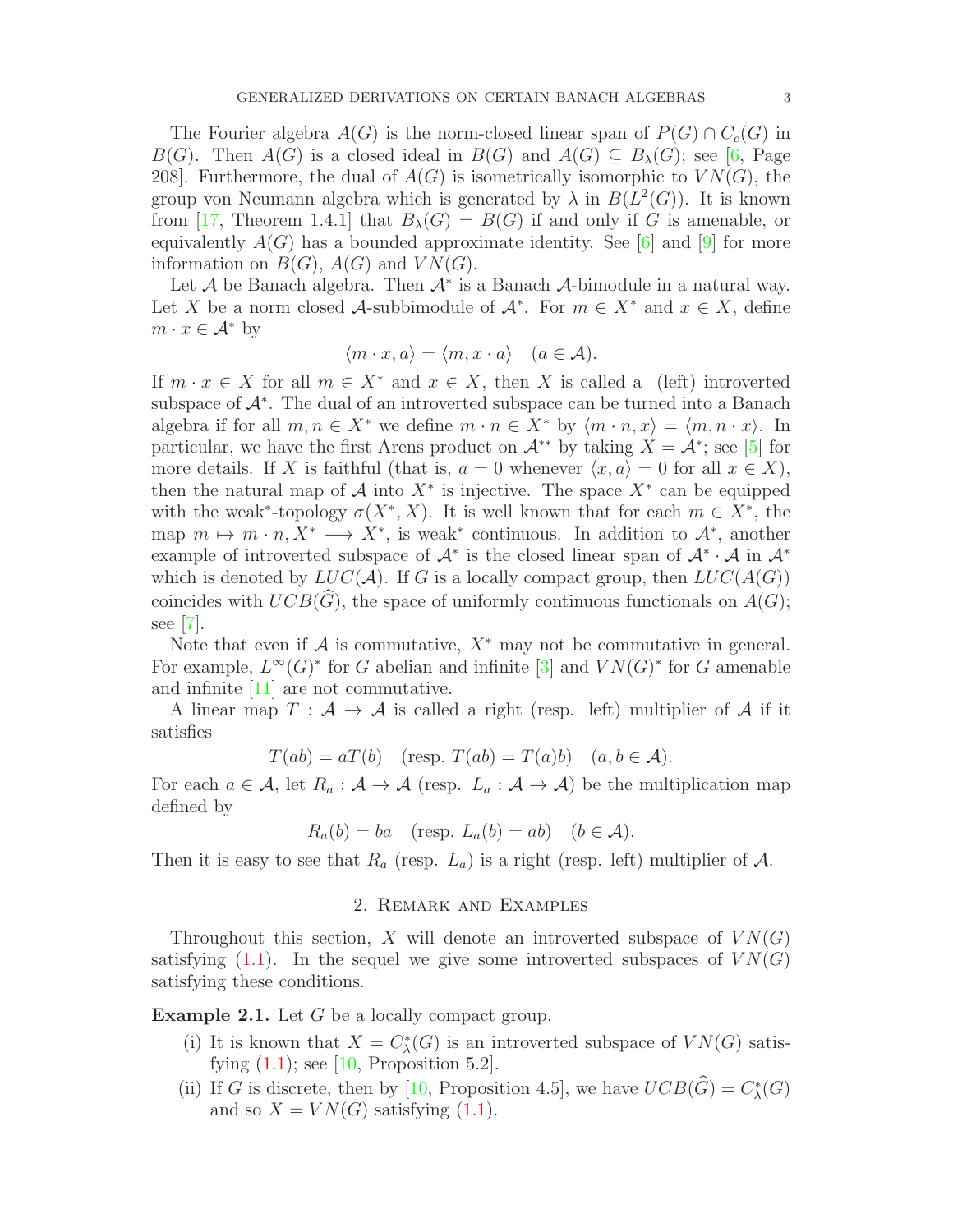The Fourier algebra $A(G)$ is the norm-closed linear span of $P(G) \cap C_c(G)$ in $B(G)$. Then $A(G)$ is a closed ideal in $B(G)$ and $A(G) \subseteq B_\lambda(G)$; see [6, Page 208]. Furthermore, the dual of $A(G)$ is isometrically isomorphic to $VN(G)$, the group von Neumann algebra which is generated by $\lambda$ in $B(L^2(G))$. It is known from [17, Theorem 1.4.1] that $B_\lambda(G) = B(G)$ if and only if $G$ is amenable, or equivalently $A(G)$ has a bounded approximate identity. See [6] and [9] for more information on $B(G)$, $A(G)$ and $VN(G)$.

Let $\mathcal{A}$ be Banach algebra. Then $\mathcal{A}^*$ is a Banach $\mathcal{A}$-bimodule in a natural way. Let $X$ be a norm closed $\mathcal{A}$-subbimodule of $\mathcal{A}^*$. For $m \in X^*$ and $x \in X$, define $m \cdot x \in \mathcal{A}^*$ by

$$\langle m \cdot x, a\rangle = \langle m, x \cdot a\rangle \quad (a \in \mathcal{A}).$$

If $m \cdot x \in X$ for all $m \in X^*$ and $x \in X$, then $X$ is called a (left) introverted subspace of $\mathcal{A}^*$. The dual of an introverted subspace can be turned into a Banach algebra if for all $m, n \in X^*$ we define $m \cdot n \in X^*$ by $\langle m \cdot n, x\rangle = \langle m, n \cdot x\rangle$. In particular, we have the first Arens product on $\mathcal{A}^{**}$ by taking $X = \mathcal{A}^*$; see [5] for more details. If $X$ is faithful (that is, $a = 0$ whenever $\langle x, a\rangle = 0$ for all $x \in X$), then the natural map of $\mathcal{A}$ into $X^*$ is injective. The space $X^*$ can be equipped with the weak$^*$-topology $\sigma(X^*, X)$. It is well known that for each $m \in X^*$, the map $m \mapsto m \cdot n, X^* \longrightarrow X^*$, is weak$^*$ continuous. In addition to $\mathcal{A}^*$, another example of introverted subspace of $\mathcal{A}^*$ is the closed linear span of $\mathcal{A}^* \cdot \mathcal{A}$ in $\mathcal{A}^*$ which is denoted by $LUC(\mathcal{A})$. If $G$ is a locally compact group, then $LUC(A(G))$ coincides with $UCB(\widehat{G})$, the space of uniformly continuous functionals on $A(G)$; see [7].

Note that even if $\mathcal{A}$ is commutative, $X^*$ may not be commutative in general. For example, $L^\infty(G)^*$ for $G$ abelian and infinite [3] and $VN(G)^*$ for $G$ amenable and infinite [11] are not commutative.

A linear map $T : \mathcal{A} \to \mathcal{A}$ is called a right (resp. left) multiplier of $\mathcal{A}$ if it satisfies

$$T(ab) = aT(b) \quad (\text{resp. } T(ab) = T(a)b) \quad (a, b \in \mathcal{A}).$$

For each $a \in \mathcal{A}$, let $R_a : \mathcal{A} \to \mathcal{A}$ (resp. $L_a : \mathcal{A} \to \mathcal{A}$) be the multiplication map defined by

$$R_a(b) = ba \quad (\text{resp. } L_a(b) = ab) \quad (b \in \mathcal{A}).$$

Then it is easy to see that $R_a$ (resp. $L_a$) is a right (resp. left) multiplier of $\mathcal{A}$.

## 2. Remark and Examples

Throughout this section, $X$ will denote an introverted subspace of $VN(G)$ satisfying (1.1). In the sequel we give some introverted subspaces of $VN(G)$ satisfying these conditions.

**Example 2.1.** Let $G$ be a locally compact group.

(i) It is known that $X = C_\lambda^*(G)$ is an introverted subspace of $VN(G)$ satisfying (1.1); see [10, Proposition 5.2].

(ii) If $G$ is discrete, then by [10, Proposition 4.5], we have $UCB(\widehat{G}) = C_\lambda^*(G)$ and so $X = VN(G)$ satisfying (1.1).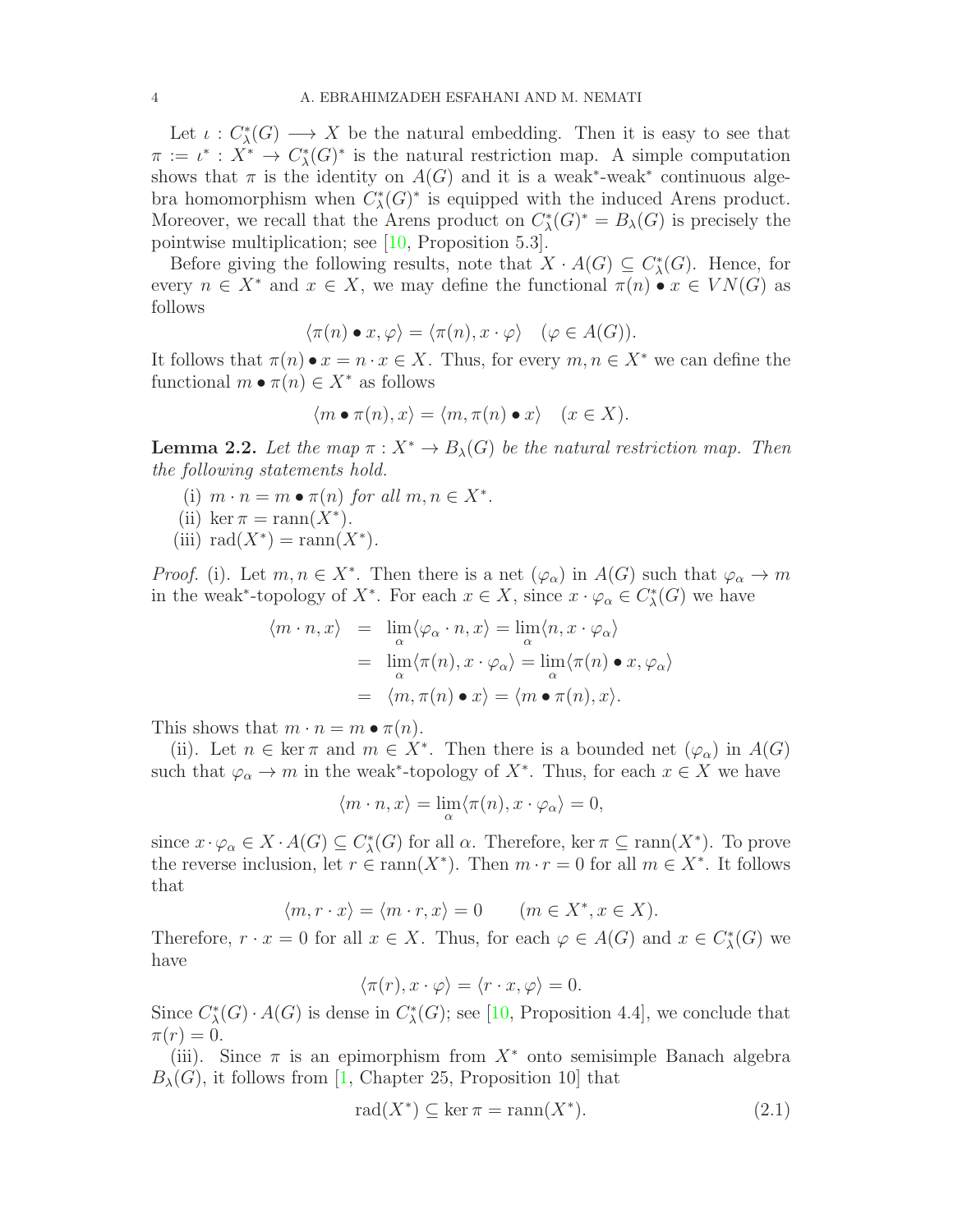Let $\iota : C^*_\lambda(G) \longrightarrow X$ be the natural embedding. Then it is easy to see that $\pi := \iota^* : X^* \to C^*_\lambda(G)^*$ is the natural restriction map. A simple computation shows that $\pi$ is the identity on $A(G)$ and it is a weak$^*$-weak$^*$ continuous algebra homomorphism when $C^*_\lambda(G)^*$ is equipped with the induced Arens product. Moreover, we recall that the Arens product on $C^*_\lambda(G)^* = B_\lambda(G)$ is precisely the pointwise multiplication; see [10, Proposition 5.3].

Before giving the following results, note that $X \cdot A(G) \subseteq C^*_\lambda(G)$. Hence, for every $n \in X^*$ and $x \in X$, we may define the functional $\pi(n) \bullet x \in VN(G)$ as follows

$$\langle \pi(n) \bullet x, \varphi\rangle = \langle \pi(n), x \cdot \varphi\rangle \quad (\varphi \in A(G)).$$

It follows that $\pi(n) \bullet x = n \cdot x \in X$. Thus, for every $m, n \in X^*$ we can define the functional $m \bullet \pi(n) \in X^*$ as follows

$$\langle m \bullet \pi(n), x\rangle = \langle m, \pi(n) \bullet x\rangle \quad (x \in X).$$

**Lemma 2.2.** *Let the map $\pi : X^* \to B_\lambda(G)$ be the natural restriction map. Then the following statements hold.*

(i) *$m \cdot n = m \bullet \pi(n)$ for all $m, n \in X^*$.*

(ii) *$\ker \pi = \mathrm{rann}(X^*)$.*

(iii) *$\mathrm{rad}(X^*) = \mathrm{rann}(X^*)$.*

*Proof.* (i). Let $m, n \in X^*$. Then there is a net $(\varphi_\alpha)$ in $A(G)$ such that $\varphi_\alpha \to m$ in the weak$^*$-topology of $X^*$. For each $x \in X$, since $x \cdot \varphi_\alpha \in C^*_\lambda(G)$ we have

$$\begin{aligned}
\langle m \cdot n, x\rangle &= \lim_\alpha \langle \varphi_\alpha \cdot n, x\rangle = \lim_\alpha \langle n, x \cdot \varphi_\alpha\rangle \\
&= \lim_\alpha \langle \pi(n), x \cdot \varphi_\alpha\rangle = \lim_\alpha \langle \pi(n) \bullet x, \varphi_\alpha\rangle \\
&= \langle m, \pi(n) \bullet x\rangle = \langle m \bullet \pi(n), x\rangle.
\end{aligned}$$

This shows that $m \cdot n = m \bullet \pi(n)$.

(ii). Let $n \in \ker \pi$ and $m \in X^*$. Then there is a bounded net $(\varphi_\alpha)$ in $A(G)$ such that $\varphi_\alpha \to m$ in the weak$^*$-topology of $X^*$. Thus, for each $x \in X$ we have

$$\langle m \cdot n, x\rangle = \lim_\alpha \langle \pi(n), x \cdot \varphi_\alpha\rangle = 0,$$

since $x \cdot \varphi_\alpha \in X \cdot A(G) \subseteq C^*_\lambda(G)$ for all $\alpha$. Therefore, $\ker \pi \subseteq \mathrm{rann}(X^*)$. To prove the reverse inclusion, let $r \in \mathrm{rann}(X^*)$. Then $m \cdot r = 0$ for all $m \in X^*$. It follows that

$$\langle m, r \cdot x\rangle = \langle m \cdot r, x\rangle = 0 \qquad (m \in X^*, x \in X).$$

Therefore, $r \cdot x = 0$ for all $x \in X$. Thus, for each $\varphi \in A(G)$ and $x \in C^*_\lambda(G)$ we have

$$\langle \pi(r), x \cdot \varphi\rangle = \langle r \cdot x, \varphi\rangle = 0.$$

Since $C^*_\lambda(G) \cdot A(G)$ is dense in $C^*_\lambda(G)$; see [10, Proposition 4.4], we conclude that $\pi(r) = 0$.

(iii). Since $\pi$ is an epimorphism from $X^*$ onto semisimple Banach algebra $B_\lambda(G)$, it follows from [1, Chapter 25, Proposition 10] that

$$\mathrm{rad}(X^*) \subseteq \ker \pi = \mathrm{rann}(X^*). \tag{2.1}$$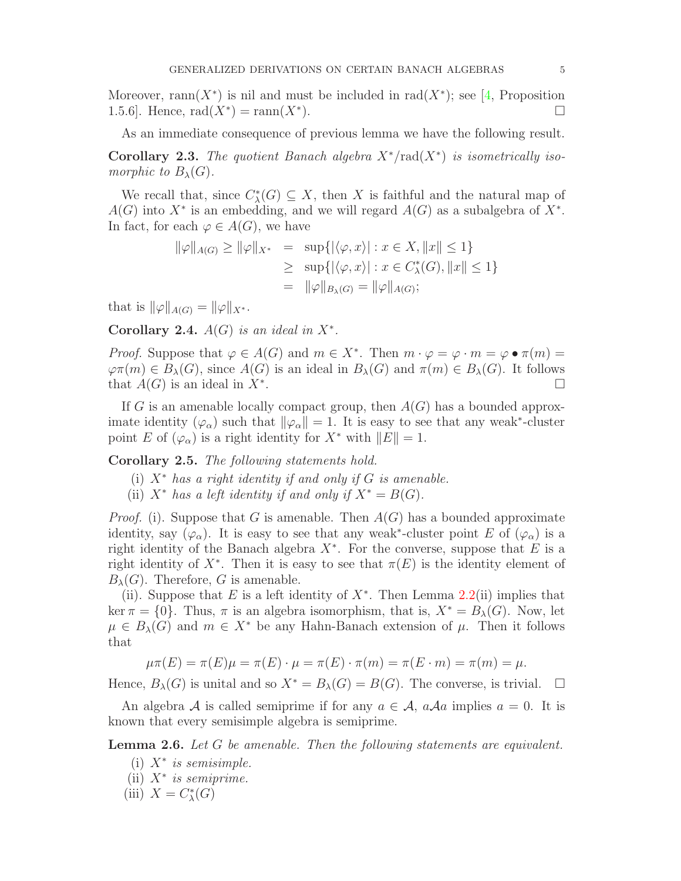Moreover, $\mathrm{rann}(X^*)$ is nil and must be included in $\mathrm{rad}(X^*)$; see [4, Proposition 1.5.6]. Hence, $\mathrm{rad}(X^*) = \mathrm{rann}(X^*)$. $\square$

As an immediate consequence of previous lemma we have the following result.

**Corollary 2.3.** *The quotient Banach algebra $X^*/\mathrm{rad}(X^*)$ is isometrically isomorphic to $B_\lambda(G)$.*

We recall that, since $C^*_\lambda(G) \subseteq X$, then $X$ is faithful and the natural map of $A(G)$ into $X^*$ is an embedding, and we will regard $A(G)$ as a subalgebra of $X^*$. In fact, for each $\varphi \in A(G)$, we have

$$\begin{aligned}
\|\varphi\|_{A(G)} \geq \|\varphi\|_{X^*} &= \sup\{|\langle \varphi, x\rangle| : x \in X, \|x\| \leq 1\} \\
&\geq \sup\{|\langle \varphi, x\rangle| : x \in C^*_\lambda(G), \|x\| \leq 1\} \\
&= \|\varphi\|_{B_\lambda(G)} = \|\varphi\|_{A(G)};
\end{aligned}$$

that is $\|\varphi\|_{A(G)} = \|\varphi\|_{X^*}$.

**Corollary 2.4.** *$A(G)$ is an ideal in $X^*$.*

*Proof.* Suppose that $\varphi \in A(G)$ and $m \in X^*$. Then $m \cdot \varphi = \varphi \cdot m = \varphi \bullet \pi(m) = \varphi\pi(m) \in B_\lambda(G)$, since $A(G)$ is an ideal in $B_\lambda(G)$ and $\pi(m) \in B_\lambda(G)$. It follows that $A(G)$ is an ideal in $X^*$. $\square$

If $G$ is an amenable locally compact group, then $A(G)$ has a bounded approximate identity $(\varphi_\alpha)$ such that $\|\varphi_\alpha\| = 1$. It is easy to see that any weak$^*$-cluster point $E$ of $(\varphi_\alpha)$ is a right identity for $X^*$ with $\|E\| = 1$.

**Corollary 2.5.** *The following statements hold.*

(i) *$X^*$ has a right identity if and only if $G$ is amenable.*
(ii) *$X^*$ has a left identity if and only if $X^* = B(G)$.*

*Proof.* (i). Suppose that $G$ is amenable. Then $A(G)$ has a bounded approximate identity, say $(\varphi_\alpha)$. It is easy to see that any weak$^*$-cluster point $E$ of $(\varphi_\alpha)$ is a right identity of the Banach algebra $X^*$. For the converse, suppose that $E$ is a right identity of $X^*$. Then it is easy to see that $\pi(E)$ is the identity element of $B_\lambda(G)$. Therefore, $G$ is amenable.

(ii). Suppose that $E$ is a left identity of $X^*$. Then Lemma 2.2(ii) implies that $\ker \pi = \{0\}$. Thus, $\pi$ is an algebra isomorphism, that is, $X^* = B_\lambda(G)$. Now, let $\mu \in B_\lambda(G)$ and $m \in X^*$ be any Hahn-Banach extension of $\mu$. Then it follows that

$$\mu\pi(E) = \pi(E)\mu = \pi(E) \cdot \mu = \pi(E) \cdot \pi(m) = \pi(E \cdot m) = \pi(m) = \mu.$$

Hence, $B_\lambda(G)$ is unital and so $X^* = B_\lambda(G) = B(G)$. The converse, is trivial. $\square$

An algebra $\mathcal{A}$ is called semiprime if for any $a \in \mathcal{A}$, $a\mathcal{A}a$ implies $a = 0$. It is known that every semisimple algebra is semiprime.

**Lemma 2.6.** *Let $G$ be amenable. Then the following statements are equivalent.*

(i) *$X^*$ is semisimple.*
(ii) *$X^*$ is semiprime.*
(iii) *$X = C^*_\lambda(G)$*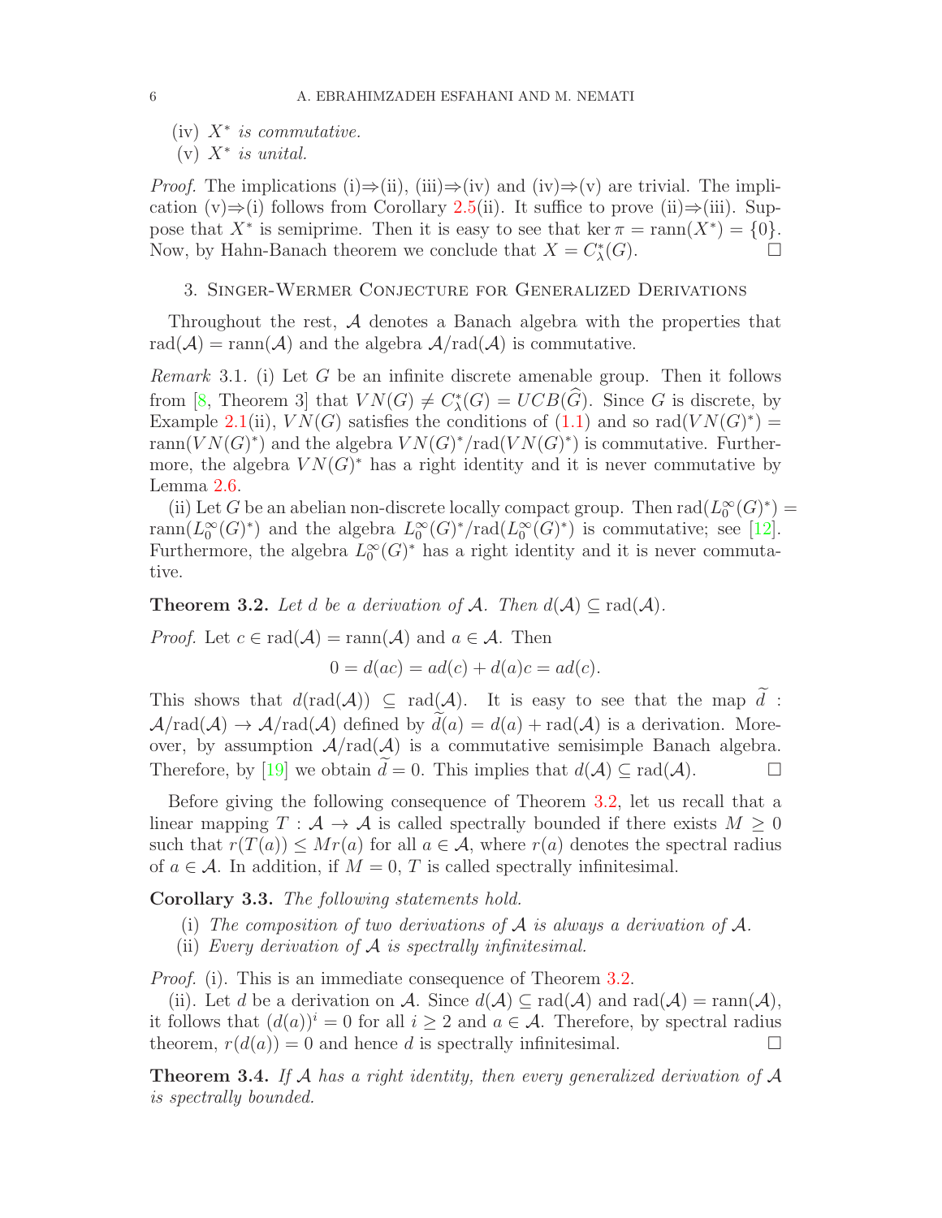(iv) $X^*$ *is commutative.*
(v) $X^*$ *is unital.*

*Proof.* The implications (i)⇒(ii), (iii)⇒(iv) and (iv)⇒(v) are trivial. The implication (v)⇒(i) follows from Corollary 2.5(ii). It suffice to prove (ii)⇒(iii). Suppose that $X^*$ is semiprime. Then it is easy to see that $\ker \pi = \operatorname{rann}(X^*) = \{0\}$. Now, by Hahn-Banach theorem we conclude that $X = C^*_\lambda(G)$. □

## 3. Singer-Wermer Conjecture for Generalized Derivations

Throughout the rest, $\mathcal{A}$ denotes a Banach algebra with the properties that $\operatorname{rad}(\mathcal{A}) = \operatorname{rann}(\mathcal{A})$ and the algebra $\mathcal{A}/\operatorname{rad}(\mathcal{A})$ is commutative.

*Remark* 3.1. (i) Let $G$ be an infinite discrete amenable group. Then it follows from [8, Theorem 3] that $VN(G) \neq C^*_\lambda(G) = UCB(\widehat{G})$. Since $G$ is discrete, by Example 2.1(ii), $VN(G)$ satisfies the conditions of (1.1) and so $\operatorname{rad}(VN(G)^*) = \operatorname{rann}(VN(G)^*)$ and the algebra $VN(G)^*/\operatorname{rad}(VN(G)^*)$ is commutative. Furthermore, the algebra $VN(G)^*$ has a right identity and it is never commutative by Lemma 2.6.

(ii) Let $G$ be an abelian non-discrete locally compact group. Then $\operatorname{rad}(L^\infty_0(G)^*) = \operatorname{rann}(L^\infty_0(G)^*)$ and the algebra $L^\infty_0(G)^*/\operatorname{rad}(L^\infty_0(G)^*)$ is commutative; see [12]. Furthermore, the algebra $L^\infty_0(G)^*$ has a right identity and it is never commutative.

**Theorem 3.2.** *Let $d$ be a derivation of $\mathcal{A}$. Then $d(\mathcal{A}) \subseteq \operatorname{rad}(\mathcal{A})$.*

*Proof.* Let $c \in \operatorname{rad}(\mathcal{A}) = \operatorname{rann}(\mathcal{A})$ and $a \in \mathcal{A}$. Then

$$0 = d(ac) = ad(c) + d(a)c = ad(c).$$

This shows that $d(\operatorname{rad}(\mathcal{A})) \subseteq \operatorname{rad}(\mathcal{A})$. It is easy to see that the map $\widetilde{d} : \mathcal{A}/\operatorname{rad}(\mathcal{A}) \to \mathcal{A}/\operatorname{rad}(\mathcal{A})$ defined by $\widetilde{d}(a) = d(a) + \operatorname{rad}(\mathcal{A})$ is a derivation. Moreover, by assumption $\mathcal{A}/\operatorname{rad}(\mathcal{A})$ is a commutative semisimple Banach algebra. Therefore, by [19] we obtain $\widetilde{d} = 0$. This implies that $d(\mathcal{A}) \subseteq \operatorname{rad}(\mathcal{A})$. □

Before giving the following consequence of Theorem 3.2, let us recall that a linear mapping $T : \mathcal{A} \to \mathcal{A}$ is called spectrally bounded if there exists $M \geq 0$ such that $r(T(a)) \leq Mr(a)$ for all $a \in \mathcal{A}$, where $r(a)$ denotes the spectral radius of $a \in \mathcal{A}$. In addition, if $M = 0$, $T$ is called spectrally infinitesimal.

**Corollary 3.3.** *The following statements hold.*

(i) *The composition of two derivations of $\mathcal{A}$ is always a derivation of $\mathcal{A}$.*
(ii) *Every derivation of $\mathcal{A}$ is spectrally infinitesimal.*

*Proof.* (i). This is an immediate consequence of Theorem 3.2.

(ii). Let $d$ be a derivation on $\mathcal{A}$. Since $d(\mathcal{A}) \subseteq \operatorname{rad}(\mathcal{A})$ and $\operatorname{rad}(\mathcal{A}) = \operatorname{rann}(\mathcal{A})$, it follows that $(d(a))^i = 0$ for all $i \geq 2$ and $a \in \mathcal{A}$. Therefore, by spectral radius theorem, $r(d(a)) = 0$ and hence $d$ is spectrally infinitesimal. □

**Theorem 3.4.** *If $\mathcal{A}$ has a right identity, then every generalized derivation of $\mathcal{A}$ is spectrally bounded.*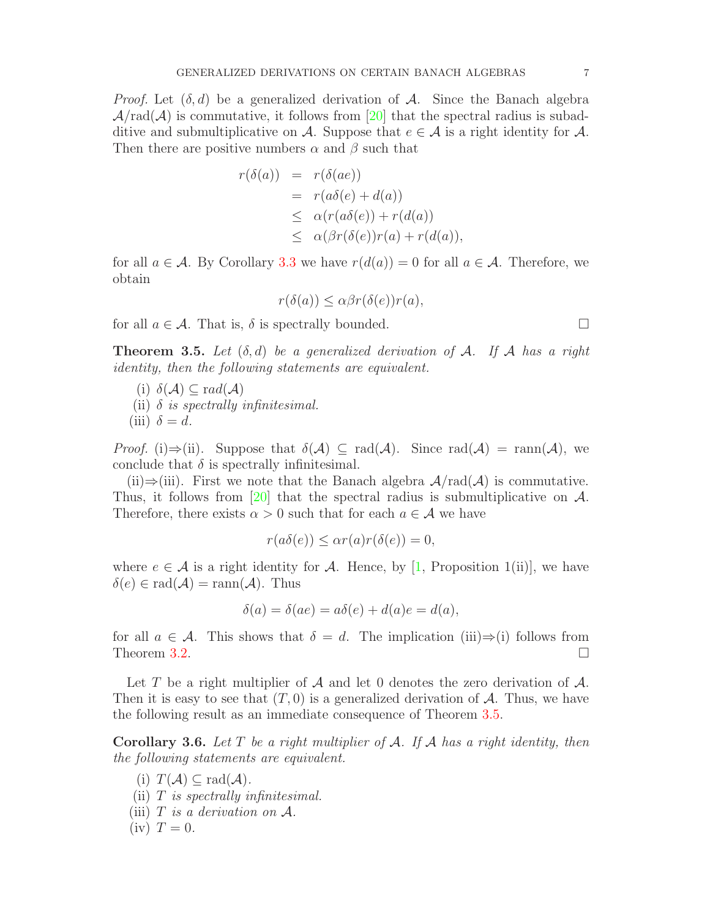*Proof.* Let $(\delta, d)$ be a generalized derivation of $\mathcal{A}$. Since the Banach algebra $\mathcal{A}/\mathrm{rad}(\mathcal{A})$ is commutative, it follows from [20] that the spectral radius is subadditive and submultiplicative on $\mathcal{A}$. Suppose that $e \in \mathcal{A}$ is a right identity for $\mathcal{A}$. Then there are positive numbers $\alpha$ and $\beta$ such that

$$
\begin{aligned}
r(\delta(a)) &= r(\delta(ae)) \\
&= r(a\delta(e) + d(a)) \\
&\leq \alpha(r(a\delta(e)) + r(d(a)) \\
&\leq \alpha(\beta r(\delta(e))r(a) + r(d(a)),
\end{aligned}
$$

for all $a \in \mathcal{A}$. By Corollary 3.3 we have $r(d(a)) = 0$ for all $a \in \mathcal{A}$. Therefore, we obtain

$$r(\delta(a)) \leq \alpha\beta r(\delta(e))r(a),$$

for all $a \in \mathcal{A}$. That is, $\delta$ is spectrally bounded. $\square$

**Theorem 3.5.** *Let $(\delta, d)$ be a generalized derivation of $\mathcal{A}$. If $\mathcal{A}$ has a right identity, then the following statements are equivalent.*

- (i) $\delta(\mathcal{A}) \subseteq rad(\mathcal{A})$
- (ii) *$\delta$ is spectrally infinitesimal.*
- (iii) $\delta = d$.

*Proof.* (i)$\Rightarrow$(ii). Suppose that $\delta(\mathcal{A}) \subseteq \mathrm{rad}(\mathcal{A})$. Since $\mathrm{rad}(\mathcal{A}) = \mathrm{rann}(\mathcal{A})$, we conclude that $\delta$ is spectrally infinitesimal.

(ii)$\Rightarrow$(iii). First we note that the Banach algebra $\mathcal{A}/\mathrm{rad}(\mathcal{A})$ is commutative. Thus, it follows from [20] that the spectral radius is submultiplicative on $\mathcal{A}$. Therefore, there exists $\alpha > 0$ such that for each $a \in \mathcal{A}$ we have

$$r(a\delta(e)) \leq \alpha r(a) r(\delta(e)) = 0,$$

where $e \in \mathcal{A}$ is a right identity for $\mathcal{A}$. Hence, by [1, Proposition 1(ii)], we have $\delta(e) \in \mathrm{rad}(\mathcal{A}) = \mathrm{rann}(\mathcal{A})$. Thus

$$\delta(a) = \delta(ae) = a\delta(e) + d(a)e = d(a),$$

for all $a \in \mathcal{A}$. This shows that $\delta = d$. The implication (iii)$\Rightarrow$(i) follows from Theorem 3.2. $\square$

Let $T$ be a right multiplier of $\mathcal{A}$ and let $0$ denotes the zero derivation of $\mathcal{A}$. Then it is easy to see that $(T, 0)$ is a generalized derivation of $\mathcal{A}$. Thus, we have the following result as an immediate consequence of Theorem 3.5.

**Corollary 3.6.** *Let $T$ be a right multiplier of $\mathcal{A}$. If $\mathcal{A}$ has a right identity, then the following statements are equivalent.*

- (i) $T(\mathcal{A}) \subseteq \mathrm{rad}(\mathcal{A})$.
- (ii) *$T$ is spectrally infinitesimal.*
- (iii) *$T$ is a derivation on $\mathcal{A}$.*
- (iv) $T = 0$.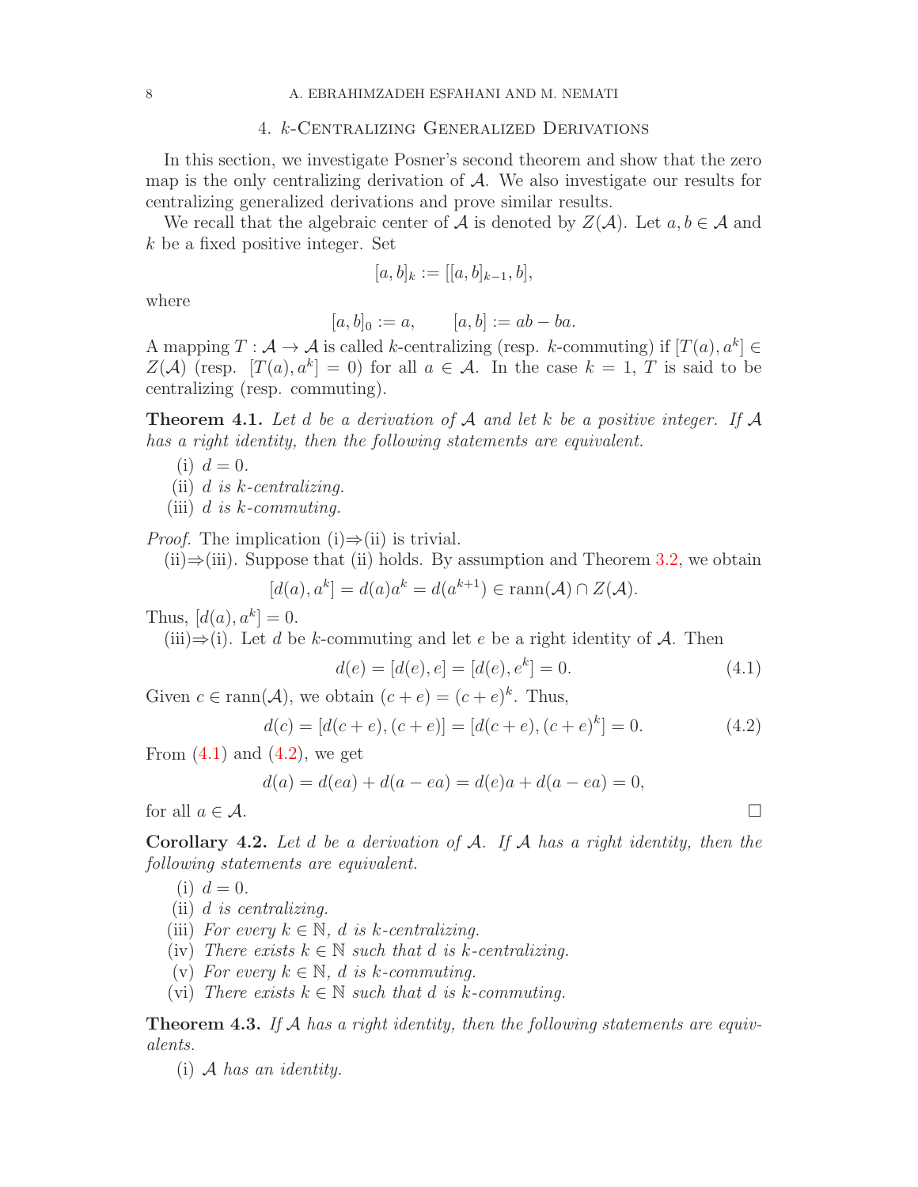## 4. $k$-Centralizing Generalized Derivations

In this section, we investigate Posner's second theorem and show that the zero map is the only centralizing derivation of $\mathcal{A}$. We also investigate our results for centralizing generalized derivations and prove similar results.

We recall that the algebraic center of $\mathcal{A}$ is denoted by $Z(\mathcal{A})$. Let $a, b \in \mathcal{A}$ and $k$ be a fixed positive integer. Set

$$[a, b]_k := [[a, b]_{k-1}, b],$$

where

$$[a, b]_0 := a, \qquad [a, b] := ab - ba.$$

A mapping $T : \mathcal{A} \to \mathcal{A}$ is called $k$-centralizing (resp. $k$-commuting) if $[T(a), a^k] \in Z(\mathcal{A})$ (resp. $[T(a), a^k] = 0$) for all $a \in \mathcal{A}$. In the case $k = 1$, $T$ is said to be centralizing (resp. commuting).

**Theorem 4.1.** *Let $d$ be a derivation of $\mathcal{A}$ and let $k$ be a positive integer. If $\mathcal{A}$ has a right identity, then the following statements are equivalent.*

(i) *$d = 0$.*
(ii) *$d$ is $k$-centralizing.*
(iii) *$d$ is $k$-commuting.*

*Proof.* The implication (i)⇒(ii) is trivial.

(ii)⇒(iii). Suppose that (ii) holds. By assumption and Theorem 3.2, we obtain

$$[d(a), a^k] = d(a)a^k = d(a^{k+1}) \in \operatorname{rann}(\mathcal{A}) \cap Z(\mathcal{A}).$$

Thus, $[d(a), a^k] = 0$.

(iii)⇒(i). Let $d$ be $k$-commuting and let $e$ be a right identity of $\mathcal{A}$. Then

$$d(e) = [d(e), e] = [d(e), e^k] = 0. \tag{4.1}$$

Given $c \in \operatorname{rann}(\mathcal{A})$, we obtain $(c + e) = (c + e)^k$. Thus,

$$d(c) = [d(c + e), (c + e)] = [d(c + e), (c + e)^k] = 0. \tag{4.2}$$

From (4.1) and (4.2), we get

$$d(a) = d(ea) + d(a - ea) = d(e)a + d(a - ea) = 0,$$

for all $a \in \mathcal{A}$. □

**Corollary 4.2.** *Let $d$ be a derivation of $\mathcal{A}$. If $\mathcal{A}$ has a right identity, then the following statements are equivalent.*

(i) *$d = 0$.*
(ii) *$d$ is centralizing.*
(iii) *For every $k \in \mathbb{N}$, $d$ is $k$-centralizing.*
(iv) *There exists $k \in \mathbb{N}$ such that $d$ is $k$-centralizing.*
(v) *For every $k \in \mathbb{N}$, $d$ is $k$-commuting.*
(vi) *There exists $k \in \mathbb{N}$ such that $d$ is $k$-commuting.*

**Theorem 4.3.** *If $\mathcal{A}$ has a right identity, then the following statements are equivalents.*

(i) *$\mathcal{A}$ has an identity.*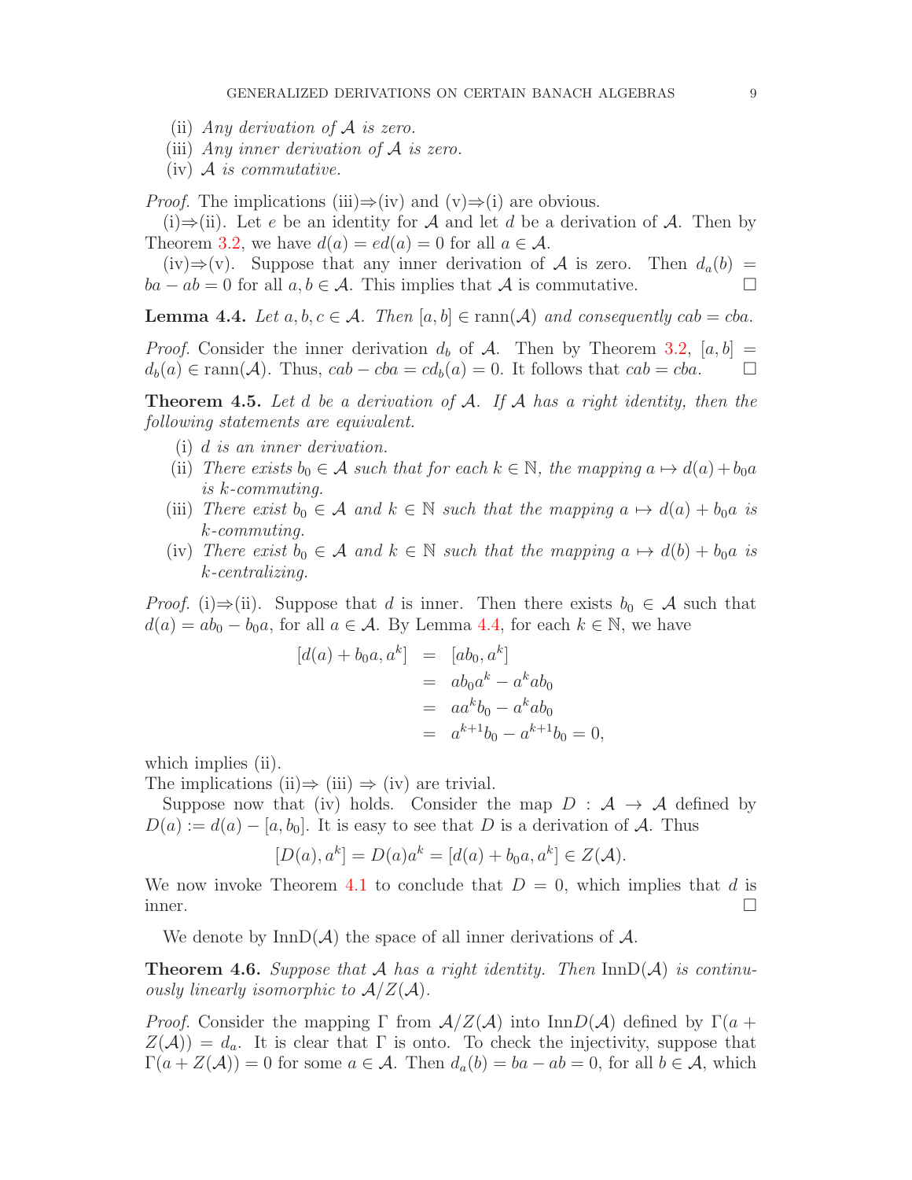(ii) *Any derivation of $\mathcal{A}$ is zero.*
(iii) *Any inner derivation of $\mathcal{A}$ is zero.*
(iv) *$\mathcal{A}$ is commutative.*

*Proof.* The implications (iii)⇒(iv) and (v)⇒(i) are obvious.

(i)⇒(ii). Let $e$ be an identity for $\mathcal{A}$ and let $d$ be a derivation of $\mathcal{A}$. Then by Theorem 3.2, we have $d(a) = ed(a) = 0$ for all $a \in \mathcal{A}$.

(iv)⇒(v). Suppose that any inner derivation of $\mathcal{A}$ is zero. Then $d_a(b) = ba - ab = 0$ for all $a, b \in \mathcal{A}$. This implies that $\mathcal{A}$ is commutative. □

**Lemma 4.4.** *Let $a, b, c \in \mathcal{A}$. Then $[a, b] \in \operatorname{rann}(\mathcal{A})$ and consequently $cab = cba$.*

*Proof.* Consider the inner derivation $d_b$ of $\mathcal{A}$. Then by Theorem 3.2, $[a, b] = d_b(a) \in \operatorname{rann}(\mathcal{A})$. Thus, $cab - cba = cd_b(a) = 0$. It follows that $cab = cba$. □

**Theorem 4.5.** *Let $d$ be a derivation of $\mathcal{A}$. If $\mathcal{A}$ has a right identity, then the following statements are equivalent.*

(i) *$d$ is an inner derivation.*
(ii) *There exists $b_0 \in \mathcal{A}$ such that for each $k \in \mathbb{N}$, the mapping $a \mapsto d(a) + b_0 a$ is $k$-commuting.*
(iii) *There exist $b_0 \in \mathcal{A}$ and $k \in \mathbb{N}$ such that the mapping $a \mapsto d(a) + b_0 a$ is $k$-commuting.*
(iv) *There exist $b_0 \in \mathcal{A}$ and $k \in \mathbb{N}$ such that the mapping $a \mapsto d(b) + b_0 a$ is $k$-centralizing.*

*Proof.* (i)⇒(ii). Suppose that $d$ is inner. Then there exists $b_0 \in \mathcal{A}$ such that $d(a) = ab_0 - b_0 a$, for all $a \in \mathcal{A}$. By Lemma 4.4, for each $k \in \mathbb{N}$, we have

$$\begin{aligned}
[d(a) + b_0 a, a^k] &= [ab_0, a^k] \\
&= ab_0 a^k - a^k a b_0 \\
&= a a^k b_0 - a^k a b_0 \\
&= a^{k+1} b_0 - a^{k+1} b_0 = 0,
\end{aligned}$$

which implies (ii).

The implications (ii)⇒ (iii) ⇒ (iv) are trivial.

Suppose now that (iv) holds. Consider the map $D : \mathcal{A} \to \mathcal{A}$ defined by $D(a) := d(a) - [a, b_0]$. It is easy to see that $D$ is a derivation of $\mathcal{A}$. Thus

$$[D(a), a^k] = D(a)a^k = [d(a) + b_0 a, a^k] \in Z(\mathcal{A}).$$

We now invoke Theorem 4.1 to conclude that $D = 0$, which implies that $d$ is inner. □

We denote by $\operatorname{InnD}(\mathcal{A})$ the space of all inner derivations of $\mathcal{A}$.

**Theorem 4.6.** *Suppose that $\mathcal{A}$ has a right identity. Then $\operatorname{InnD}(\mathcal{A})$ is continuously linearly isomorphic to $\mathcal{A}/Z(\mathcal{A})$.*

*Proof.* Consider the mapping $\Gamma$ from $\mathcal{A}/Z(\mathcal{A})$ into $\operatorname{Inn}D(\mathcal{A})$ defined by $\Gamma(a + Z(\mathcal{A})) = d_a$. It is clear that $\Gamma$ is onto. To check the injectivity, suppose that $\Gamma(a + Z(\mathcal{A})) = 0$ for some $a \in \mathcal{A}$. Then $d_a(b) = ba - ab = 0$, for all $b \in \mathcal{A}$, which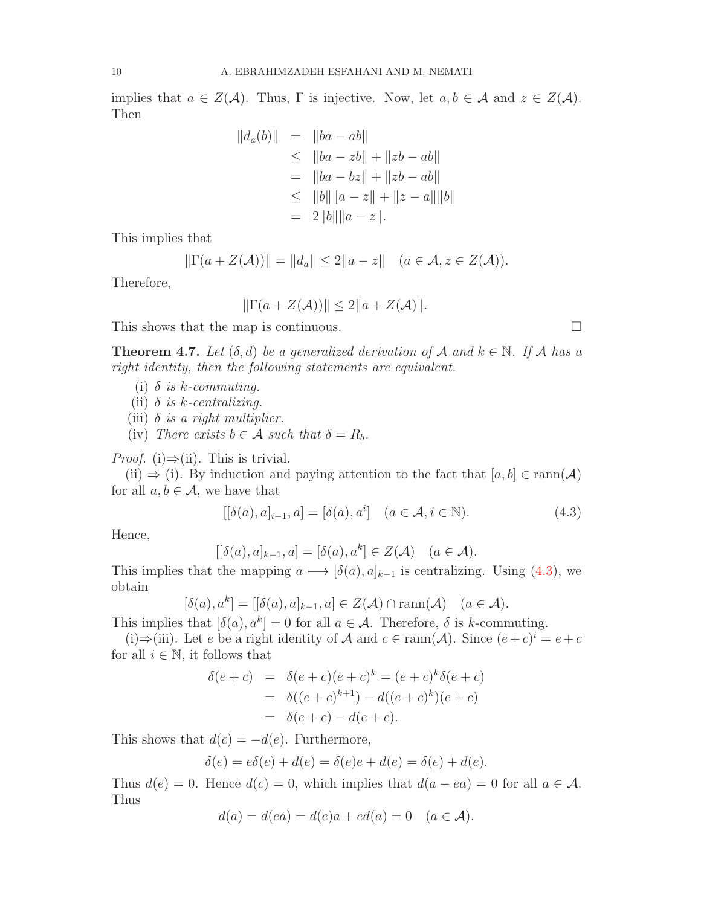implies that $a \in Z(\mathcal{A})$. Thus, $\Gamma$ is injective. Now, let $a, b \in \mathcal{A}$ and $z \in Z(\mathcal{A})$. Then

$$
\begin{aligned}
\|d_a(b)\| &= \|ba - ab\| \\
&\leq \|ba - zb\| + \|zb - ab\| \\
&= \|ba - bz\| + \|zb - ab\| \\
&\leq \|b\|\|a - z\| + \|z - a\|\|b\| \\
&= 2\|b\|\|a - z\|.
\end{aligned}
$$

This implies that

$$
\|\Gamma(a + Z(\mathcal{A}))\| = \|d_a\| \leq 2\|a - z\| \quad (a \in \mathcal{A}, z \in Z(\mathcal{A})).
$$

Therefore,

$$
\|\Gamma(a + Z(\mathcal{A}))\| \leq 2\|a + Z(\mathcal{A})\|.
$$

This shows that the map is continuous. $\square$

**Theorem 4.7.** *Let $(\delta, d)$ be a generalized derivation of $\mathcal{A}$ and $k \in \mathbb{N}$. If $\mathcal{A}$ has a right identity, then the following statements are equivalent.*

- (i) *$\delta$ is $k$-commuting.*
- (ii) *$\delta$ is $k$-centralizing.*
- (iii) *$\delta$ is a right multiplier.*
- (iv) *There exists $b \in \mathcal{A}$ such that $\delta = R_b$.*

*Proof.* (i)$\Rightarrow$(ii). This is trivial.

(ii) $\Rightarrow$ (i). By induction and paying attention to the fact that $[a, b] \in \operatorname{rann}(\mathcal{A})$ for all $a, b \in \mathcal{A}$, we have that

$$
[[\delta(a), a]_{i-1}, a] = [\delta(a), a^i] \quad (a \in \mathcal{A}, i \in \mathbb{N}). \tag{4.3}
$$

Hence,

$$
[[\delta(a), a]_{k-1}, a] = [\delta(a), a^k] \in Z(\mathcal{A}) \quad (a \in \mathcal{A}).
$$

This implies that the mapping $a \longmapsto [\delta(a), a]_{k-1}$ is centralizing. Using (4.3), we obtain

$$
[\delta(a), a^k] = [[\delta(a), a]_{k-1}, a] \in Z(\mathcal{A}) \cap \operatorname{rann}(\mathcal{A}) \quad (a \in \mathcal{A}).
$$

This implies that $[\delta(a), a^k] = 0$ for all $a \in \mathcal{A}$. Therefore, $\delta$ is $k$-commuting.

(i)$\Rightarrow$(iii). Let $e$ be a right identity of $\mathcal{A}$ and $c \in \operatorname{rann}(\mathcal{A})$. Since $(e + c)^i = e + c$ for all $i \in \mathbb{N}$, it follows that

$$
\begin{aligned}
\delta(e + c) &= \delta(e + c)(e + c)^k = (e + c)^k \delta(e + c) \\
&= \delta((e + c)^{k+1}) - d((e + c)^k)(e + c) \\
&= \delta(e + c) - d(e + c).
\end{aligned}
$$

This shows that $d(c) = -d(e)$. Furthermore,

$$
\delta(e) = e\delta(e) + d(e) = \delta(e)e + d(e) = \delta(e) + d(e).
$$

Thus $d(e) = 0$. Hence $d(c) = 0$, which implies that $d(a - ea) = 0$ for all $a \in \mathcal{A}$. Thus

$$
d(a) = d(ea) = d(e)a + ed(a) = 0 \quad (a \in \mathcal{A}).
$$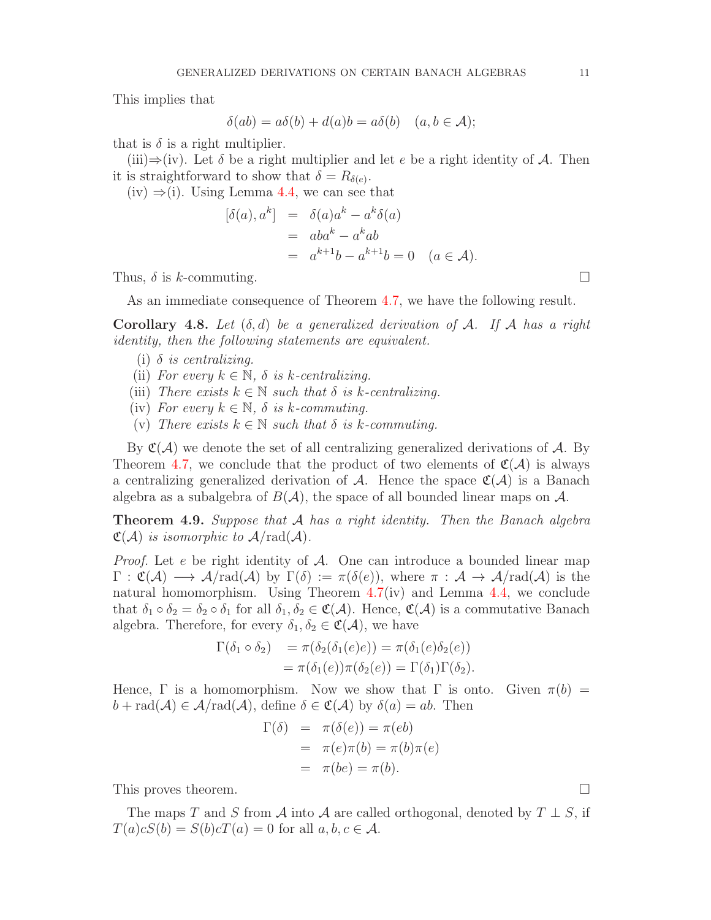This implies that

$$\delta(ab) = a\delta(b) + d(a)b = a\delta(b) \quad (a, b \in \mathcal{A});$$

that is $\delta$ is a right multiplier.

(iii)⇒(iv). Let $\delta$ be a right multiplier and let $e$ be a right identity of $\mathcal{A}$. Then it is straightforward to show that $\delta = R_{\delta(e)}$.

(iv) ⇒(i). Using Lemma 4.4, we can see that

$$\begin{aligned}
[\delta(a), a^k] &= \delta(a)a^k - a^k\delta(a) \\
&= aba^k - a^k ab \\
&= a^{k+1}b - a^{k+1}b = 0 \quad (a \in \mathcal{A}).
\end{aligned}$$

Thus, $\delta$ is $k$-commuting. □

As an immediate consequence of Theorem 4.7, we have the following result.

**Corollary 4.8.** *Let $(\delta, d)$ be a generalized derivation of $\mathcal{A}$. If $\mathcal{A}$ has a right identity, then the following statements are equivalent.*

- (i) *$\delta$ is centralizing.*
- (ii) *For every $k \in \mathbb{N}$, $\delta$ is $k$-centralizing.*
- (iii) *There exists $k \in \mathbb{N}$ such that $\delta$ is $k$-centralizing.*
- (iv) *For every $k \in \mathbb{N}$, $\delta$ is $k$-commuting.*
- (v) *There exists $k \in \mathbb{N}$ such that $\delta$ is $k$-commuting.*

By $\mathfrak{C}(\mathcal{A})$ we denote the set of all centralizing generalized derivations of $\mathcal{A}$. By Theorem 4.7, we conclude that the product of two elements of $\mathfrak{C}(\mathcal{A})$ is always a centralizing generalized derivation of $\mathcal{A}$. Hence the space $\mathfrak{C}(\mathcal{A})$ is a Banach algebra as a subalgebra of $B(\mathcal{A})$, the space of all bounded linear maps on $\mathcal{A}$.

**Theorem 4.9.** *Suppose that $\mathcal{A}$ has a right identity. Then the Banach algebra $\mathfrak{C}(\mathcal{A})$ is isomorphic to $\mathcal{A}/\mathrm{rad}(\mathcal{A})$.*

*Proof.* Let $e$ be right identity of $\mathcal{A}$. One can introduce a bounded linear map $\Gamma : \mathfrak{C}(\mathcal{A}) \longrightarrow \mathcal{A}/\mathrm{rad}(\mathcal{A})$ by $\Gamma(\delta) := \pi(\delta(e))$, where $\pi : \mathcal{A} \to \mathcal{A}/\mathrm{rad}(\mathcal{A})$ is the natural homomorphism. Using Theorem 4.7(iv) and Lemma 4.4, we conclude that $\delta_1 \circ \delta_2 = \delta_2 \circ \delta_1$ for all $\delta_1, \delta_2 \in \mathfrak{C}(\mathcal{A})$. Hence, $\mathfrak{C}(\mathcal{A})$ is a commutative Banach algebra. Therefore, for every $\delta_1, \delta_2 \in \mathfrak{C}(\mathcal{A})$, we have

$$\begin{aligned}
\Gamma(\delta_1 \circ \delta_2) &= \pi(\delta_2(\delta_1(e)e)) = \pi(\delta_1(e)\delta_2(e)) \\
&= \pi(\delta_1(e))\pi(\delta_2(e)) = \Gamma(\delta_1)\Gamma(\delta_2).
\end{aligned}$$

Hence, $\Gamma$ is a homomorphism. Now we show that $\Gamma$ is onto. Given $\pi(b) = b + \mathrm{rad}(\mathcal{A}) \in \mathcal{A}/\mathrm{rad}(\mathcal{A})$, define $\delta \in \mathfrak{C}(\mathcal{A})$ by $\delta(a) = ab$. Then

$$\begin{aligned}
\Gamma(\delta) &= \pi(\delta(e)) = \pi(eb) \\
&= \pi(e)\pi(b) = \pi(b)\pi(e) \\
&= \pi(be) = \pi(b).
\end{aligned}$$

This proves theorem. □

The maps $T$ and $S$ from $\mathcal{A}$ into $\mathcal{A}$ are called orthogonal, denoted by $T \perp S$, if $T(a)cS(b) = S(b)cT(a) = 0$ for all $a, b, c \in \mathcal{A}$.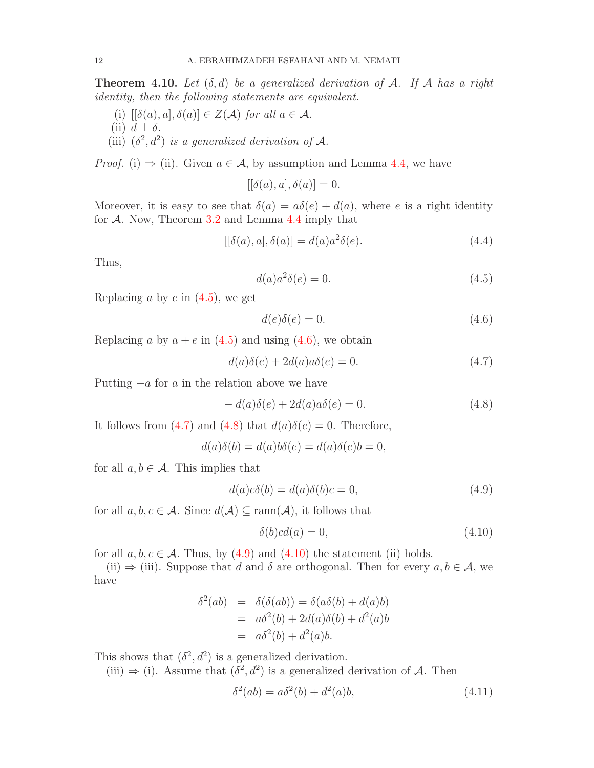**Theorem 4.10.** *Let $(\delta, d)$ be a generalized derivation of $\mathcal{A}$. If $\mathcal{A}$ has a right identity, then the following statements are equivalent.*

(i) $[[\delta(a), a], \delta(a)] \in Z(\mathcal{A})$ *for all* $a \in \mathcal{A}$.

(ii) $d \perp \delta$.

(iii) $(\delta^2, d^2)$ *is a generalized derivation of* $\mathcal{A}$.

*Proof.* (i) $\Rightarrow$ (ii). Given $a \in \mathcal{A}$, by assumption and Lemma 4.4, we have

$$[[\delta(a), a], \delta(a)] = 0.$$

Moreover, it is easy to see that $\delta(a) = a\delta(e) + d(a)$, where $e$ is a right identity for $\mathcal{A}$. Now, Theorem 3.2 and Lemma 4.4 imply that

$$[[\delta(a), a], \delta(a)] = d(a)a^2\delta(e). \tag{4.4}$$

Thus,

$$d(a)a^2\delta(e) = 0. \tag{4.5}$$

Replacing $a$ by $e$ in (4.5), we get

$$d(e)\delta(e) = 0. \tag{4.6}$$

Replacing $a$ by $a + e$ in (4.5) and using (4.6), we obtain

$$d(a)\delta(e) + 2d(a)a\delta(e) = 0. \tag{4.7}$$

Putting $-a$ for $a$ in the relation above we have

$$-d(a)\delta(e) + 2d(a)a\delta(e) = 0. \tag{4.8}$$

It follows from (4.7) and (4.8) that $d(a)\delta(e) = 0$. Therefore,

$$d(a)\delta(b) = d(a)b\delta(e) = d(a)\delta(e)b = 0,$$

for all $a, b \in \mathcal{A}$. This implies that

$$d(a)c\delta(b) = d(a)\delta(b)c = 0, \tag{4.9}$$

for all $a, b, c \in \mathcal{A}$. Since $d(\mathcal{A}) \subseteq \mathrm{rann}(\mathcal{A})$, it follows that

$$\delta(b)cd(a) = 0, \tag{4.10}$$

for all $a, b, c \in \mathcal{A}$. Thus, by (4.9) and (4.10) the statement (ii) holds.

(ii) $\Rightarrow$ (iii). Suppose that $d$ and $\delta$ are orthogonal. Then for every $a, b \in \mathcal{A}$, we have

$$\begin{aligned}
\delta^2(ab) &= \delta(\delta(ab)) = \delta(a\delta(b) + d(a)b) \\
&= a\delta^2(b) + 2d(a)\delta(b) + d^2(a)b \\
&= a\delta^2(b) + d^2(a)b.
\end{aligned}$$

This shows that $(\delta^2, d^2)$ is a generalized derivation.

(iii) $\Rightarrow$ (i). Assume that $(\delta^2, d^2)$ is a generalized derivation of $\mathcal{A}$. Then

$$\delta^2(ab) = a\delta^2(b) + d^2(a)b, \tag{4.11}$$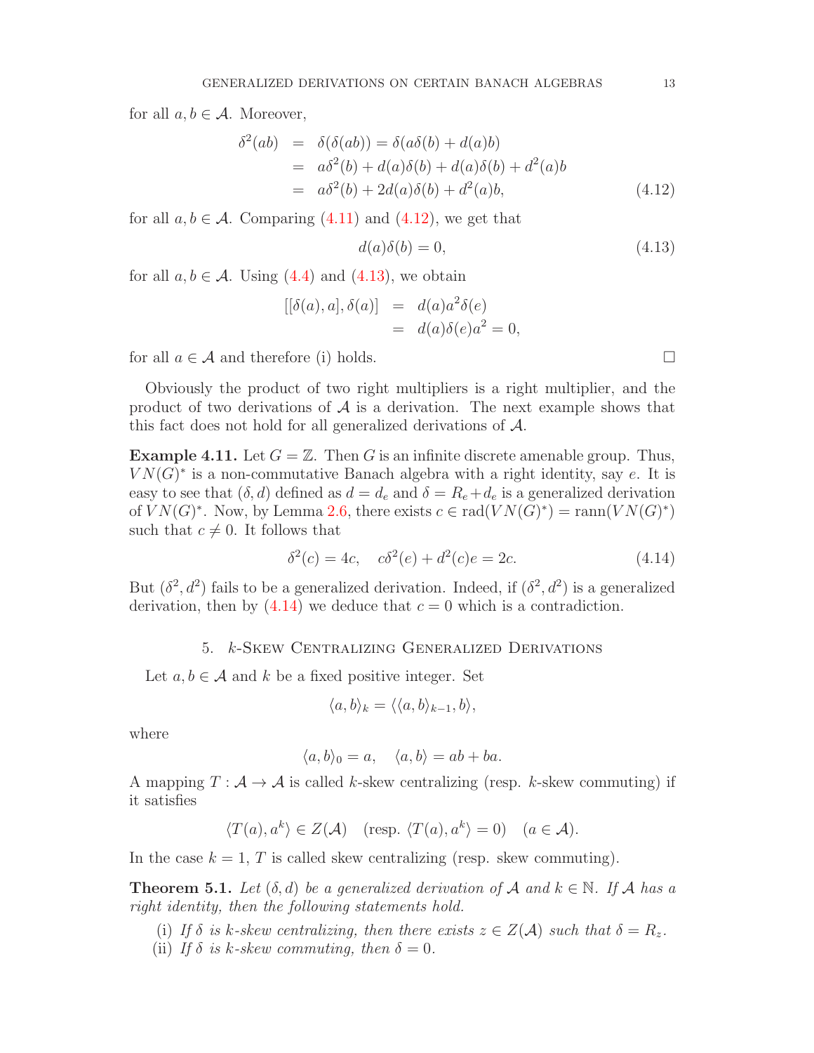for all $a, b \in \mathcal{A}$. Moreover,

$$
\begin{aligned}
\delta^2(ab) &= \delta(\delta(ab)) = \delta(a\delta(b) + d(a)b) \\
&= a\delta^2(b) + d(a)\delta(b) + d(a)\delta(b) + d^2(a)b \\
&= a\delta^2(b) + 2d(a)\delta(b) + d^2(a)b, \qquad (4.12)
\end{aligned}
$$

for all $a, b \in \mathcal{A}$. Comparing (4.11) and (4.12), we get that

$$
d(a)\delta(b) = 0, \qquad (4.13)
$$

for all $a, b \in \mathcal{A}$. Using (4.4) and (4.13), we obtain

$$
\begin{aligned}
[[\delta(a), a], \delta(a)] &= d(a)a^2\delta(e) \\
&= d(a)\delta(e)a^2 = 0,
\end{aligned}
$$

for all $a \in \mathcal{A}$ and therefore (i) holds. □

Obviously the product of two right multipliers is a right multiplier, and the product of two derivations of $\mathcal{A}$ is a derivation. The next example shows that this fact does not hold for all generalized derivations of $\mathcal{A}$.

**Example 4.11.** Let $G = \mathbb{Z}$. Then $G$ is an infinite discrete amenable group. Thus, $VN(G)^*$ is a non-commutative Banach algebra with a right identity, say $e$. It is easy to see that $(\delta, d)$ defined as $d = d_e$ and $\delta = R_e + d_e$ is a generalized derivation of $VN(G)^*$. Now, by Lemma 2.6, there exists $c \in \text{rad}(VN(G)^*) = \text{rann}(VN(G)^*)$ such that $c \neq 0$. It follows that

$$
\delta^2(c) = 4c, \quad c\delta^2(e) + d^2(c)e = 2c. \qquad (4.14)
$$

But $(\delta^2, d^2)$ fails to be a generalized derivation. Indeed, if $(\delta^2, d^2)$ is a generalized derivation, then by (4.14) we deduce that $c = 0$ which is a contradiction.

## 5. $k$-Skew Centralizing Generalized Derivations

Let $a, b \in \mathcal{A}$ and $k$ be a fixed positive integer. Set

$$
\langle a, b\rangle_k = \langle\langle a, b\rangle_{k-1}, b\rangle,
$$

where

$$
\langle a, b\rangle_0 = a, \quad \langle a, b\rangle = ab + ba.
$$

A mapping $T : \mathcal{A} \to \mathcal{A}$ is called $k$-skew centralizing (resp. $k$-skew commuting) if it satisfies

$$
\langle T(a), a^k\rangle \in Z(\mathcal{A}) \quad (\text{resp. } \langle T(a), a^k\rangle = 0) \quad (a \in \mathcal{A}).
$$

In the case $k = 1$, $T$ is called skew centralizing (resp. skew commuting).

**Theorem 5.1.** *Let $(\delta, d)$ be a generalized derivation of $\mathcal{A}$ and $k \in \mathbb{N}$. If $\mathcal{A}$ has a right identity, then the following statements hold.*

(i) *If $\delta$ is $k$-skew centralizing, then there exists $z \in Z(\mathcal{A})$ such that $\delta = R_z$.*
(ii) *If $\delta$ is $k$-skew commuting, then $\delta = 0$.*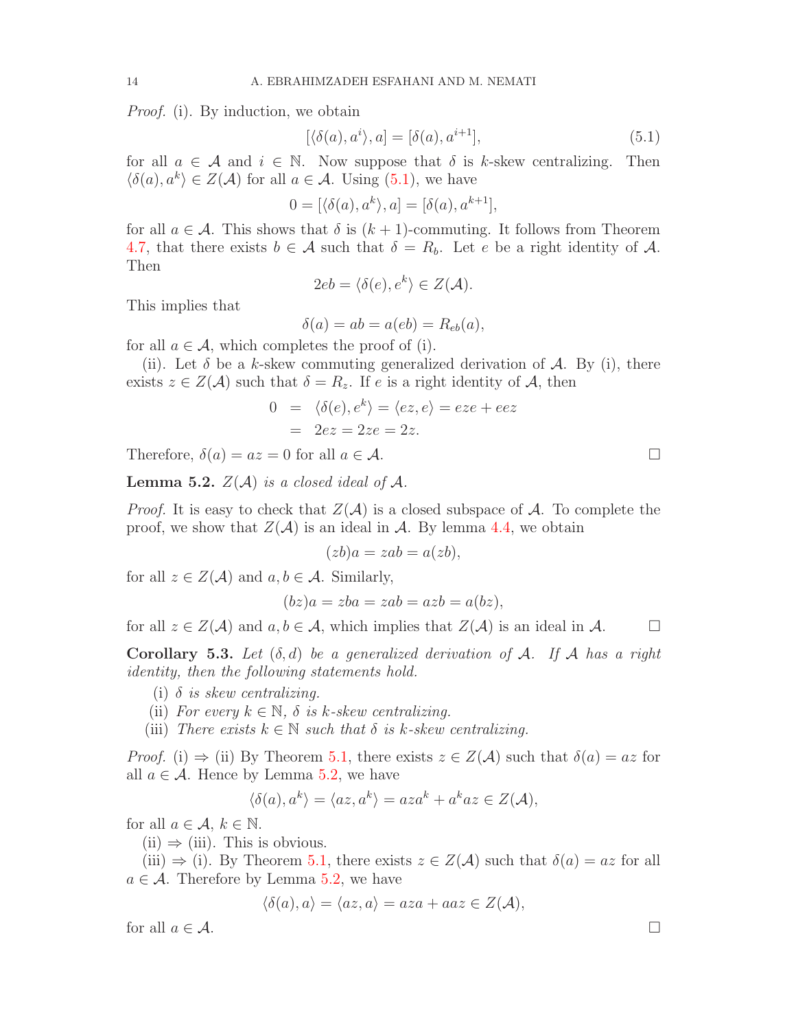*Proof.* (i). By induction, we obtain

$$[\langle \delta(a), a^i \rangle, a] = [\delta(a), a^{i+1}], \tag{5.1}$$

for all $a \in \mathcal{A}$ and $i \in \mathbb{N}$. Now suppose that $\delta$ is $k$-skew centralizing. Then $\langle \delta(a), a^k \rangle \in Z(\mathcal{A})$ for all $a \in \mathcal{A}$. Using (5.1), we have

$$0 = [\langle \delta(a), a^k \rangle, a] = [\delta(a), a^{k+1}],$$

for all $a \in \mathcal{A}$. This shows that $\delta$ is $(k+1)$-commuting. It follows from Theorem 4.7, that there exists $b \in \mathcal{A}$ such that $\delta = R_b$. Let $e$ be a right identity of $\mathcal{A}$. Then

$$2eb = \langle \delta(e), e^k \rangle \in Z(\mathcal{A}).$$

This implies that

$$\delta(a) = ab = a(eb) = R_{eb}(a),$$

for all $a \in \mathcal{A}$, which completes the proof of (i).

(ii). Let $\delta$ be a $k$-skew commuting generalized derivation of $\mathcal{A}$. By (i), there exists $z \in Z(\mathcal{A})$ such that $\delta = R_z$. If $e$ is a right identity of $\mathcal{A}$, then

$$\begin{aligned} 0 &= \langle \delta(e), e^k \rangle = \langle ez, e \rangle = eze + eez \\ &= 2ez = 2ze = 2z. \end{aligned}$$

Therefore, $\delta(a) = az = 0$ for all $a \in \mathcal{A}$. □

**Lemma 5.2.** *$Z(\mathcal{A})$ is a closed ideal of $\mathcal{A}$.*

*Proof.* It is easy to check that $Z(\mathcal{A})$ is a closed subspace of $\mathcal{A}$. To complete the proof, we show that $Z(\mathcal{A})$ is an ideal in $\mathcal{A}$. By lemma 4.4, we obtain

$$(zb)a = zab = a(zb),$$

for all $z \in Z(\mathcal{A})$ and $a, b \in \mathcal{A}$. Similarly,

$$(bz)a = zba = zab = azb = a(bz),$$

for all $z \in Z(\mathcal{A})$ and $a, b \in \mathcal{A}$, which implies that $Z(\mathcal{A})$ is an ideal in $\mathcal{A}$. □

**Corollary 5.3.** *Let $(\delta, d)$ be a generalized derivation of $\mathcal{A}$. If $\mathcal{A}$ has a right identity, then the following statements hold.*

(i) *$\delta$ is skew centralizing.*

(ii) *For every $k \in \mathbb{N}$, $\delta$ is $k$-skew centralizing.*

(iii) *There exists $k \in \mathbb{N}$ such that $\delta$ is $k$-skew centralizing.*

*Proof.* (i) $\Rightarrow$ (ii) By Theorem 5.1, there exists $z \in Z(\mathcal{A})$ such that $\delta(a) = az$ for all $a \in \mathcal{A}$. Hence by Lemma 5.2, we have

$$\langle \delta(a), a^k \rangle = \langle az, a^k \rangle = aza^k + a^k az \in Z(\mathcal{A}),$$

for all $a \in \mathcal{A}$, $k \in \mathbb{N}$.

(ii) $\Rightarrow$ (iii). This is obvious.

(iii) $\Rightarrow$ (i). By Theorem 5.1, there exists $z \in Z(\mathcal{A})$ such that $\delta(a) = az$ for all $a \in \mathcal{A}$. Therefore by Lemma 5.2, we have

$$\langle \delta(a), a \rangle = \langle az, a \rangle = aza + aaz \in Z(\mathcal{A}),$$

for all $a \in \mathcal{A}$. □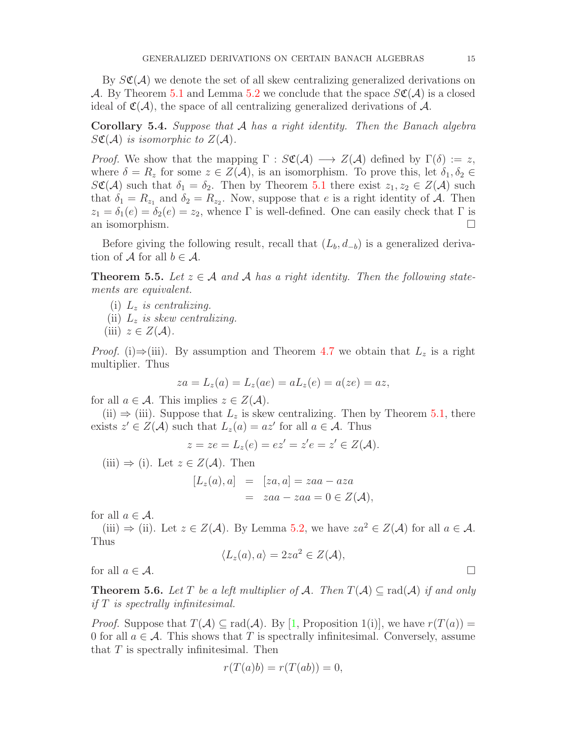By $S\mathfrak{C}(\mathcal{A})$ we denote the set of all skew centralizing generalized derivations on $\mathcal{A}$. By Theorem 5.1 and Lemma 5.2 we conclude that the space $S\mathfrak{C}(\mathcal{A})$ is a closed ideal of $\mathfrak{C}(\mathcal{A})$, the space of all centralizing generalized derivations of $\mathcal{A}$.

**Corollary 5.4.** *Suppose that $\mathcal{A}$ has a right identity. Then the Banach algebra $S\mathfrak{C}(\mathcal{A})$ is isomorphic to $Z(\mathcal{A})$.*

*Proof.* We show that the mapping $\Gamma : S\mathfrak{C}(\mathcal{A}) \longrightarrow Z(\mathcal{A})$ defined by $\Gamma(\delta) := z$, where $\delta = R_z$ for some $z \in Z(\mathcal{A})$, is an isomorphism. To prove this, let $\delta_1, \delta_2 \in S\mathfrak{C}(\mathcal{A})$ such that $\delta_1 = \delta_2$. Then by Theorem 5.1 there exist $z_1, z_2 \in Z(\mathcal{A})$ such that $\delta_1 = R_{z_1}$ and $\delta_2 = R_{z_2}$. Now, suppose that $e$ is a right identity of $\mathcal{A}$. Then $z_1 = \delta_1(e) = \delta_2(e) = z_2$, whence $\Gamma$ is well-defined. One can easily check that $\Gamma$ is an isomorphism. $\square$

Before giving the following result, recall that $(L_b, d_{-b})$ is a generalized derivation of $\mathcal{A}$ for all $b \in \mathcal{A}$.

**Theorem 5.5.** *Let $z \in \mathcal{A}$ and $\mathcal{A}$ has a right identity. Then the following statements are equivalent.*

(i) *$L_z$ is centralizing.*
(ii) *$L_z$ is skew centralizing.*
(iii) *$z \in Z(\mathcal{A})$.*

*Proof.* (i)$\Rightarrow$(iii). By assumption and Theorem 4.7 we obtain that $L_z$ is a right multiplier. Thus

$$za = L_z(a) = L_z(ae) = aL_z(e) = a(ze) = az,$$

for all $a \in \mathcal{A}$. This implies $z \in Z(\mathcal{A})$.

(ii) $\Rightarrow$ (iii). Suppose that $L_z$ is skew centralizing. Then by Theorem 5.1, there exists $z' \in Z(\mathcal{A})$ such that $L_z(a) = az'$ for all $a \in \mathcal{A}$. Thus

$$z = ze = L_z(e) = ez' = z'e = z' \in Z(\mathcal{A}).$$

(iii) $\Rightarrow$ (i). Let $z \in Z(\mathcal{A})$. Then

$$\begin{aligned} [L_z(a), a] &= [za, a] = zaa - aza \\ &= zaa - zaa = 0 \in Z(\mathcal{A}), \end{aligned}$$

for all $a \in \mathcal{A}$.

(iii) $\Rightarrow$ (ii). Let $z \in Z(\mathcal{A})$. By Lemma 5.2, we have $za^2 \in Z(\mathcal{A})$ for all $a \in \mathcal{A}$. Thus

$$\langle L_z(a), a\rangle = 2za^2 \in Z(\mathcal{A}),$$

for all $a \in \mathcal{A}$. $\square$

**Theorem 5.6.** *Let $T$ be a left multiplier of $\mathcal{A}$. Then $T(\mathcal{A}) \subseteq \mathrm{rad}(\mathcal{A})$ if and only if $T$ is spectrally infinitesimal.*

*Proof.* Suppose that $T(\mathcal{A}) \subseteq \mathrm{rad}(\mathcal{A})$. By [1, Proposition 1(i)], we have $r(T(a)) = 0$ for all $a \in \mathcal{A}$. This shows that $T$ is spectrally infinitesimal. Conversely, assume that $T$ is spectrally infinitesimal. Then

$$r(T(a)b) = r(T(ab)) = 0,$$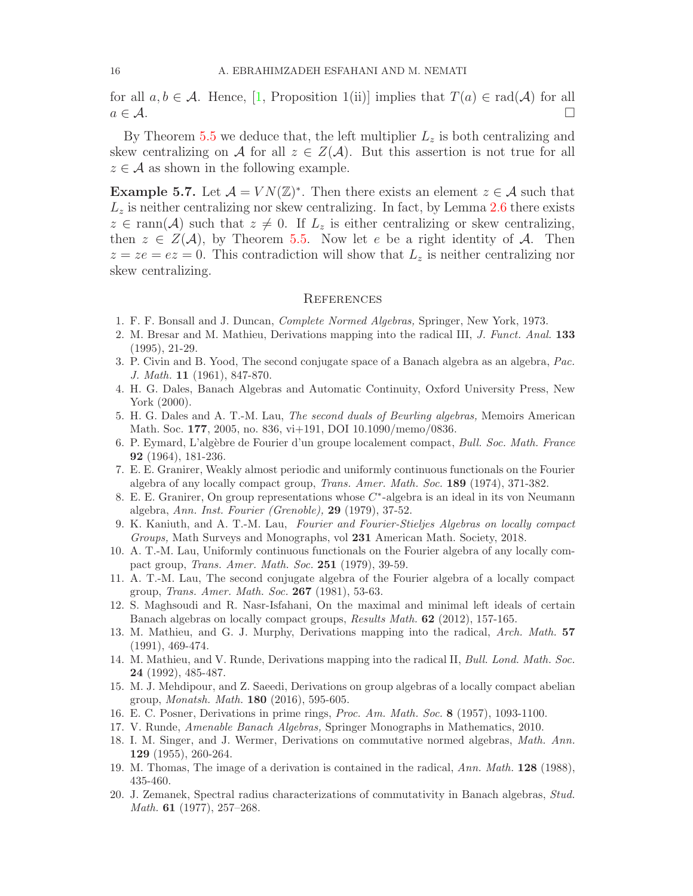for all $a, b \in \mathcal{A}$. Hence, [1, Proposition 1(ii)] implies that $T(a) \in \mathrm{rad}(\mathcal{A})$ for all $a \in \mathcal{A}$. $\square$

By Theorem 5.5 we deduce that, the left multiplier $L_z$ is both centralizing and skew centralizing on $\mathcal{A}$ for all $z \in Z(\mathcal{A})$. But this assertion is not true for all $z \in \mathcal{A}$ as shown in the following example.

**Example 5.7.** Let $\mathcal{A} = VN(\mathbb{Z})^*$. Then there exists an element $z \in \mathcal{A}$ such that $L_z$ is neither centralizing nor skew centralizing. In fact, by Lemma 2.6 there exists $z \in \mathrm{rann}(\mathcal{A})$ such that $z \neq 0$. If $L_z$ is either centralizing or skew centralizing, then $z \in Z(\mathcal{A})$, by Theorem 5.5. Now let $e$ be a right identity of $\mathcal{A}$. Then $z = ze = ez = 0$. This contradiction will show that $L_z$ is neither centralizing nor skew centralizing.

## References

1. F. F. Bonsall and J. Duncan, *Complete Normed Algebras,* Springer, New York, 1973.
2. M. Bresar and M. Mathieu, Derivations mapping into the radical III, *J. Funct. Anal.* **133** (1995), 21-29.
3. P. Civin and B. Yood, The second conjugate space of a Banach algebra as an algebra, *Pac. J. Math.* **11** (1961), 847-870.
4. H. G. Dales, Banach Algebras and Automatic Continuity, Oxford University Press, New York (2000).
5. H. G. Dales and A. T.-M. Lau, *The second duals of Beurling algebras,* Memoirs American Math. Soc. **177**, 2005, no. 836, vi+191, DOI 10.1090/memo/0836.
6. P. Eymard, L'algèbre de Fourier d'un groupe localement compact, *Bull. Soc. Math. France* **92** (1964), 181-236.
7. E. E. Granirer, Weakly almost periodic and uniformly continuous functionals on the Fourier algebra of any locally compact group, *Trans. Amer. Math. Soc.* **189** (1974), 371-382.
8. E. E. Granirer, On group representations whose $C^*$-algebra is an ideal in its von Neumann algebra, *Ann. Inst. Fourier (Grenoble),* **29** (1979), 37-52.
9. K. Kaniuth, and A. T.-M. Lau, *Fourier and Fourier-Stieltjes Algebras on locally compact Groups,* Math Surveys and Monographs, vol **231** American Math. Society, 2018.
10. A. T.-M. Lau, Uniformly continuous functionals on the Fourier algebra of any locally compact group, *Trans. Amer. Math. Soc.* **251** (1979), 39-59.
11. A. T.-M. Lau, The second conjugate algebra of the Fourier algebra of a locally compact group, *Trans. Amer. Math. Soc.* **267** (1981), 53-63.
12. S. Maghsoudi and R. Nasr-Isfahani, On the maximal and minimal left ideals of certain Banach algebras on locally compact groups, *Results Math.* **62** (2012), 157-165.
13. M. Mathieu, and G. J. Murphy, Derivations mapping into the radical, *Arch. Math.* **57** (1991), 469-474.
14. M. Mathieu, and V. Runde, Derivations mapping into the radical II, *Bull. Lond. Math. Soc.* **24** (1992), 485-487.
15. M. J. Mehdipour, and Z. Saeedi, Derivations on group algebras of a locally compact abelian group, *Monatsh. Math.* **180** (2016), 595-605.
16. E. C. Posner, Derivations in prime rings, *Proc. Am. Math. Soc.* **8** (1957), 1093-1100.
17. V. Runde, *Amenable Banach Algebras,* Springer Monographs in Mathematics, 2010.
18. I. M. Singer, and J. Wermer, Derivations on commutative normed algebras, *Math. Ann.* **129** (1955), 260-264.
19. M. Thomas, The image of a derivation is contained in the radical, *Ann. Math.* **128** (1988), 435-460.
20. J. Zemanek, Spectral radius characterizations of commutativity in Banach algebras, *Stud. Math.* **61** (1977), 257–268.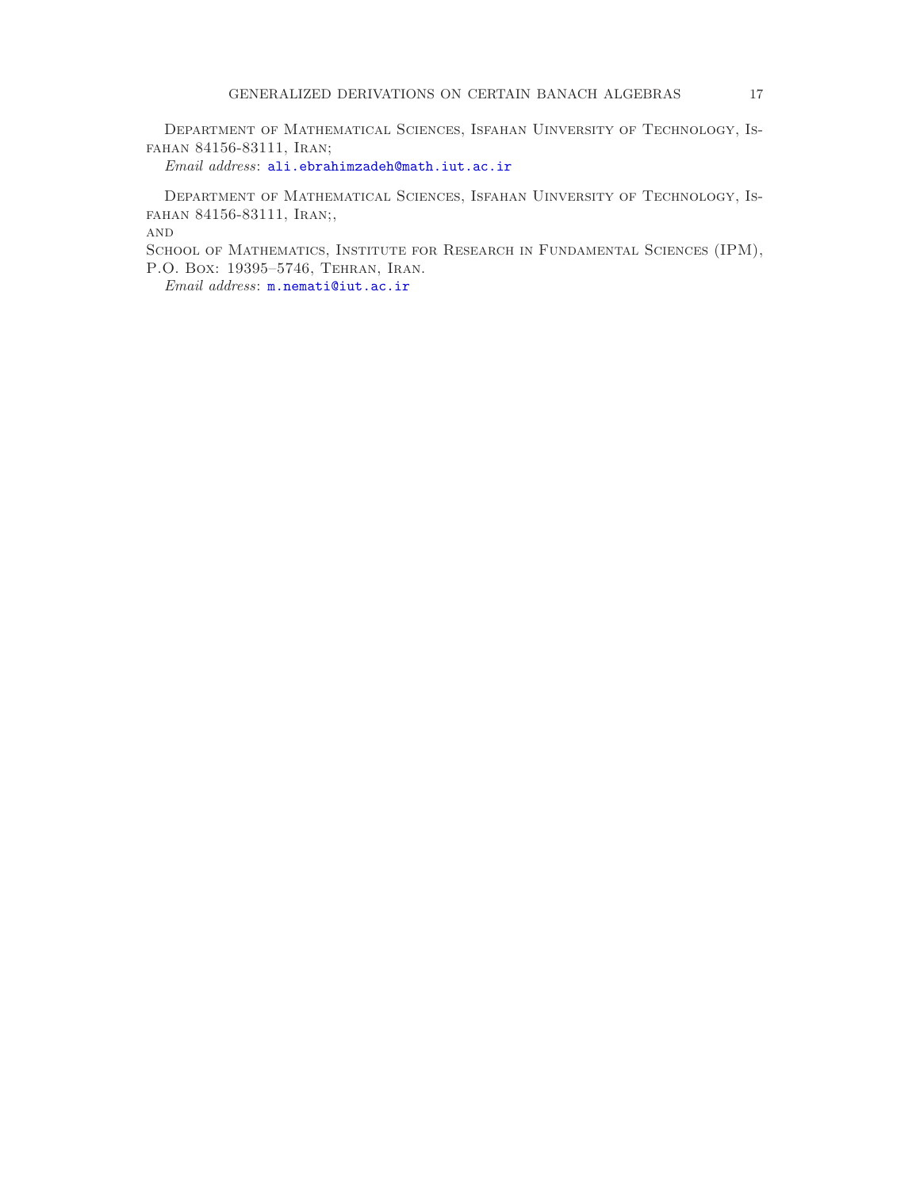Department of Mathematical Sciences, Isfahan Uinversity of Technology, Isfahan 84156-83111, Iran;

*Email address*: ali.ebrahimzadeh@math.iut.ac.ir

Department of Mathematical Sciences, Isfahan Uinversity of Technology, Isfahan 84156-83111, Iran;,

and

School of Mathematics, Institute for Research in Fundamental Sciences (IPM), P.O. Box: 19395–5746, Tehran, Iran.

*Email address*: m.nemati@iut.ac.ir